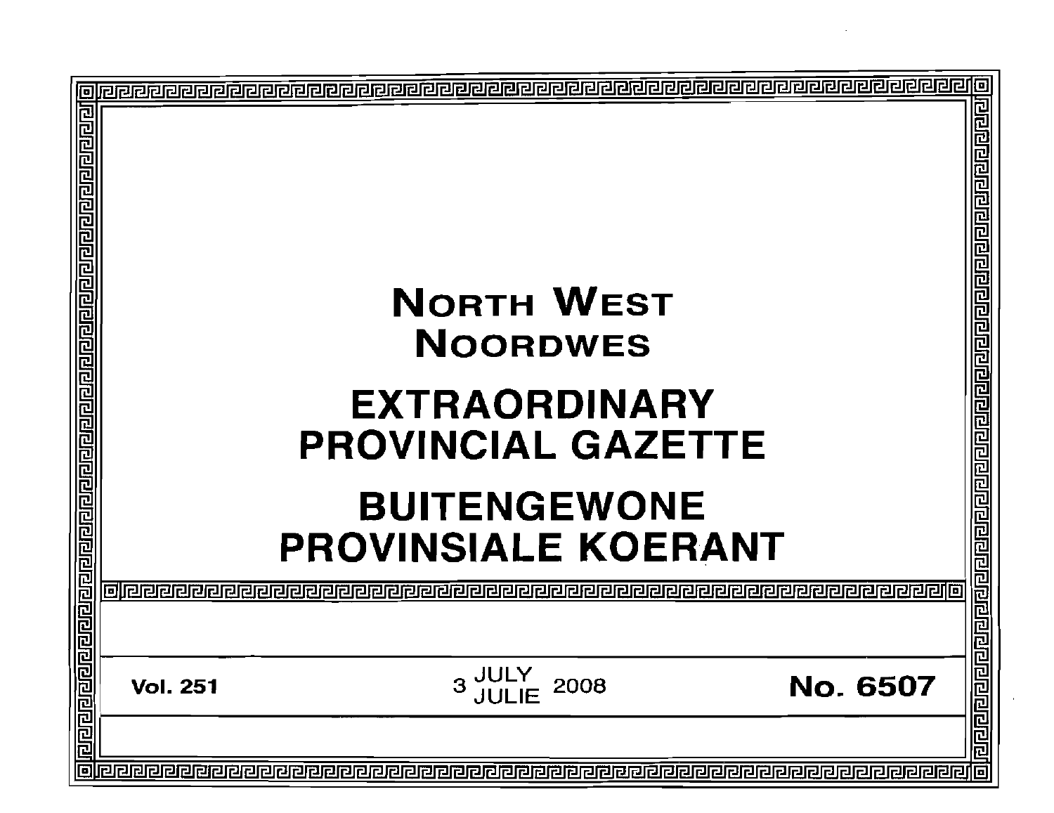# NORTH WEST
# NOORDWES

# EXTRAORDINARY PROVINCIAL GAZETTE

# BUITENGEWONE PROVINSIALE KOERANT

**Vol. 251** | 3 JULY / JULIE 2008 | **No. 6507**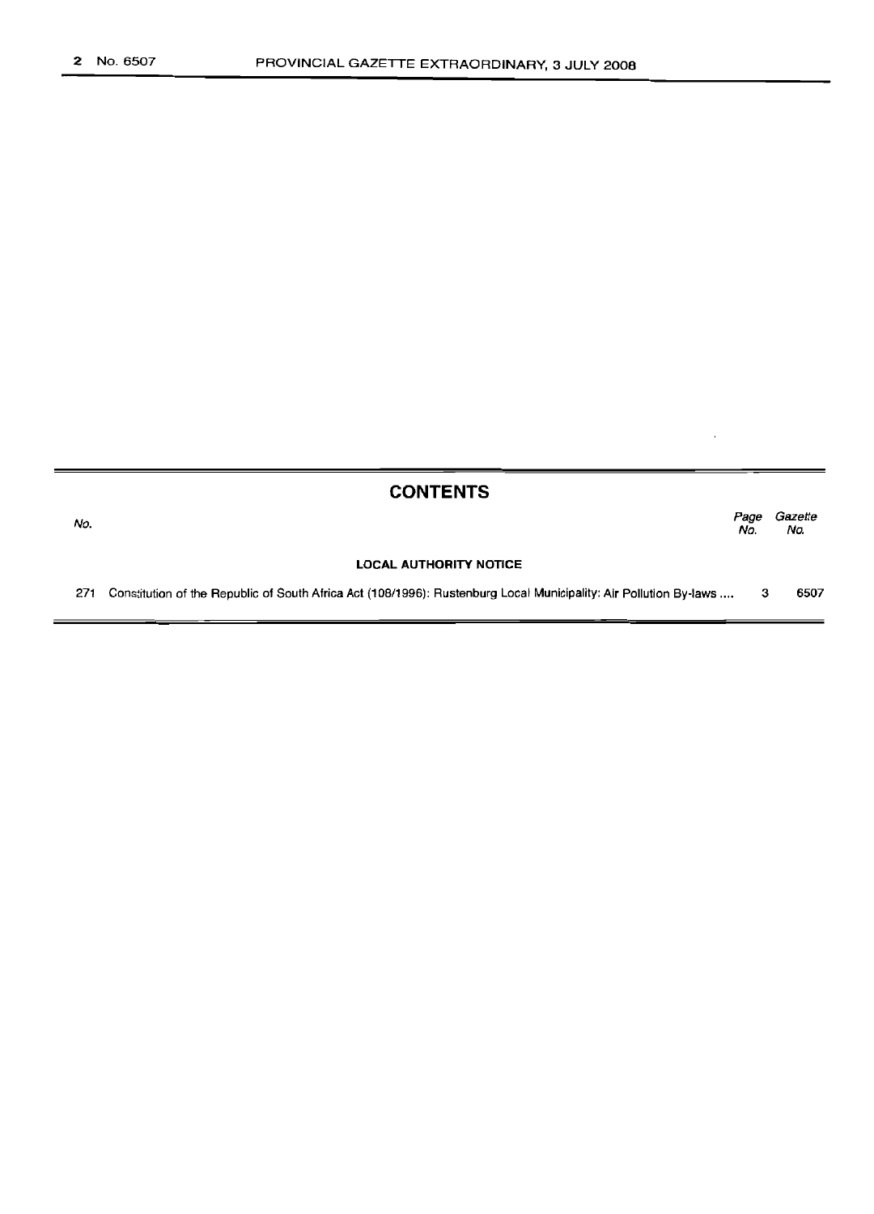## CONTENTS

| No. | | Page No. | Gazette No. |
|---|---|---|---|
| | **LOCAL AUTHORITY NOTICE** | | |
| 271 | Constitution of the Republic of South Africa Act (108/1996): Rustenburg Local Municipality: Air Pollution By-laws .... | 3 | 6507 |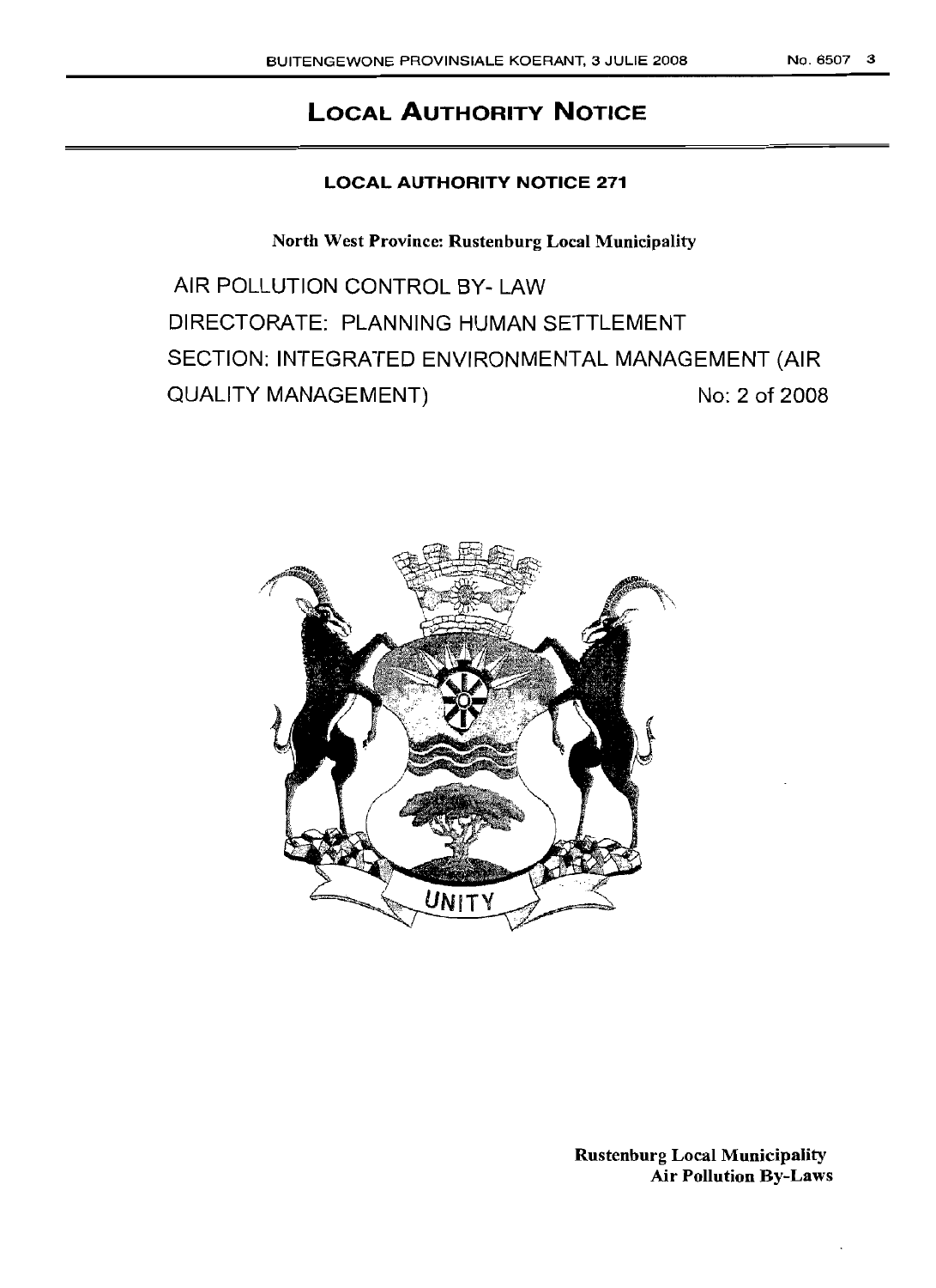# LOCAL AUTHORITY NOTICE

## LOCAL AUTHORITY NOTICE 271

**North West Province: Rustenburg Local Municipality**

AIR POLLUTION CONTROL BY- LAW

DIRECTORATE: PLANNING HUMAN SETTLEMENT

SECTION: INTEGRATED ENVIRONMENTAL MANAGEMENT (AIR QUALITY MANAGEMENT) No: 2 of 2008

UNITY

**Rustenburg Local Municipality**
**Air Pollution By-Laws**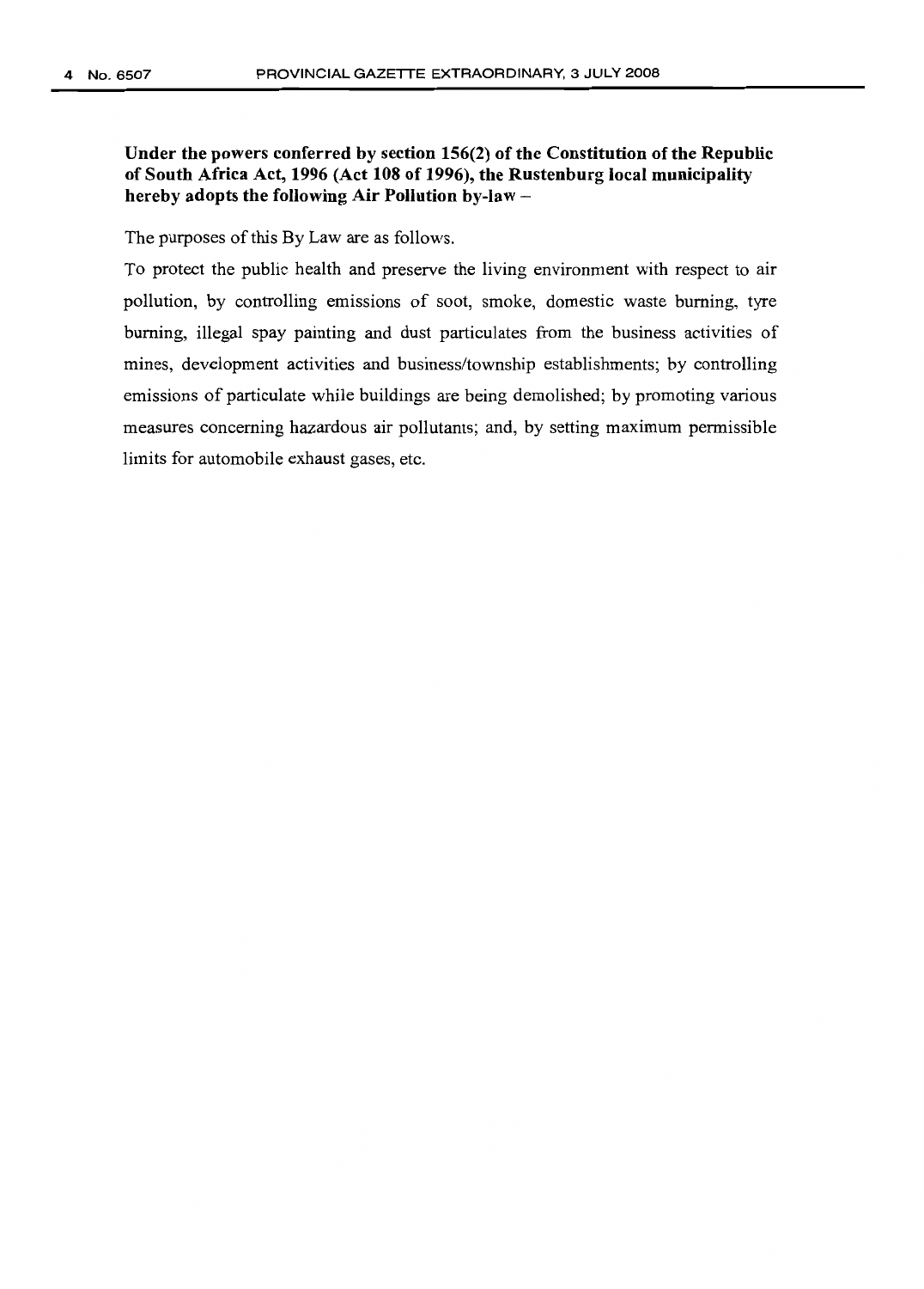**Under the powers conferred by section 156(2) of the Constitution of the Republic of South Africa Act, 1996 (Act 108 of 1996), the Rustenburg local municipality hereby adopts the following Air Pollution by-law –**

The purposes of this By Law are as follows.

To protect the public health and preserve the living environment with respect to air pollution, by controlling emissions of soot, smoke, domestic waste burning, tyre burning, illegal spay painting and dust particulates from the business activities of mines, development activities and business/township establishments; by controlling emissions of particulate while buildings are being demolished; by promoting various measures concerning hazardous air pollutants; and, by setting maximum permissible limits for automobile exhaust gases, etc.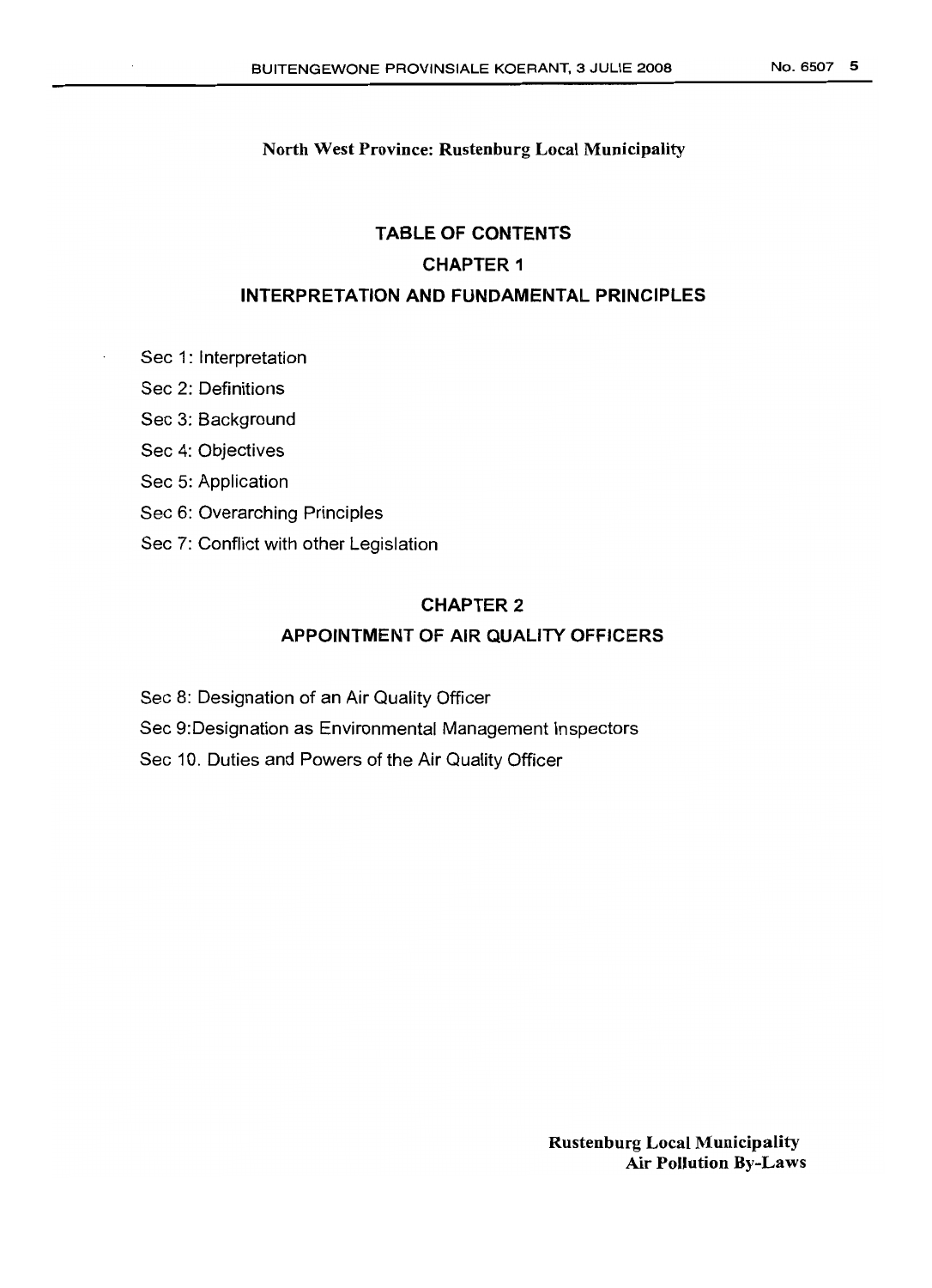**North West Province: Rustenburg Local Municipality**

# TABLE OF CONTENTS

## CHAPTER 1

## INTERPRETATION AND FUNDAMENTAL PRINCIPLES

Sec 1: Interpretation

Sec 2: Definitions

Sec 3: Background

Sec 4: Objectives

Sec 5: Application

Sec 6: Overarching Principles

Sec 7: Conflict with other Legislation

## CHAPTER 2

## APPOINTMENT OF AIR QUALITY OFFICERS

Sec 8: Designation of an Air Quality Officer

Sec 9:Designation as Environmental Management Inspectors

Sec 10. Duties and Powers of the Air Quality Officer

**Rustenburg Local Municipality**
**Air Pollution By-Laws**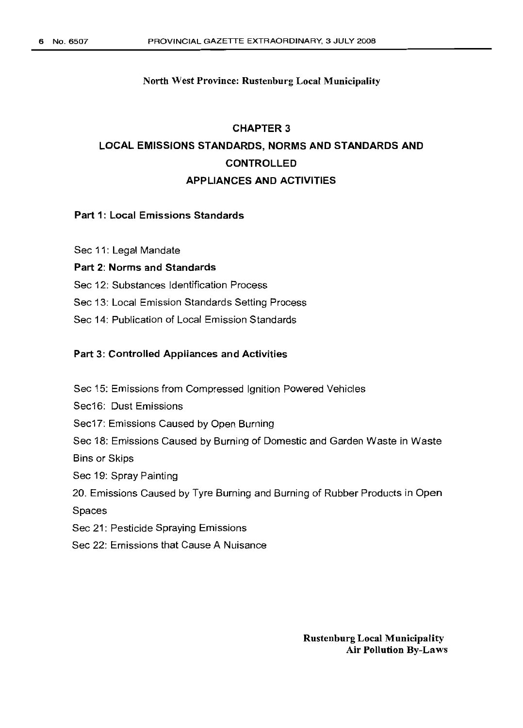North West Province: Rustenburg Local Municipality

# CHAPTER 3

# LOCAL EMISSIONS STANDARDS, NORMS AND STANDARDS AND CONTROLLED APPLIANCES AND ACTIVITIES

**Part 1: Local Emissions Standards**

Sec 11: Legal Mandate

**Part 2: Norms and Standards**

Sec 12: Substances Identification Process

Sec 13: Local Emission Standards Setting Process

Sec 14: Publication of Local Emission Standards

**Part 3: Controlled Appliances and Activities**

Sec 15: Emissions from Compressed Ignition Powered Vehicles

Sec16: Dust Emissions

Sec17: Emissions Caused by Open Burning

Sec 18: Emissions Caused by Burning of Domestic and Garden Waste in Waste Bins or Skips

Sec 19: Spray Painting

20. Emissions Caused by Tyre Burning and Burning of Rubber Products in Open Spaces

Sec 21: Pesticide Spraying Emissions

Sec 22: Emissions that Cause A Nuisance

**Rustenburg Local Municipality Air Pollution By-Laws**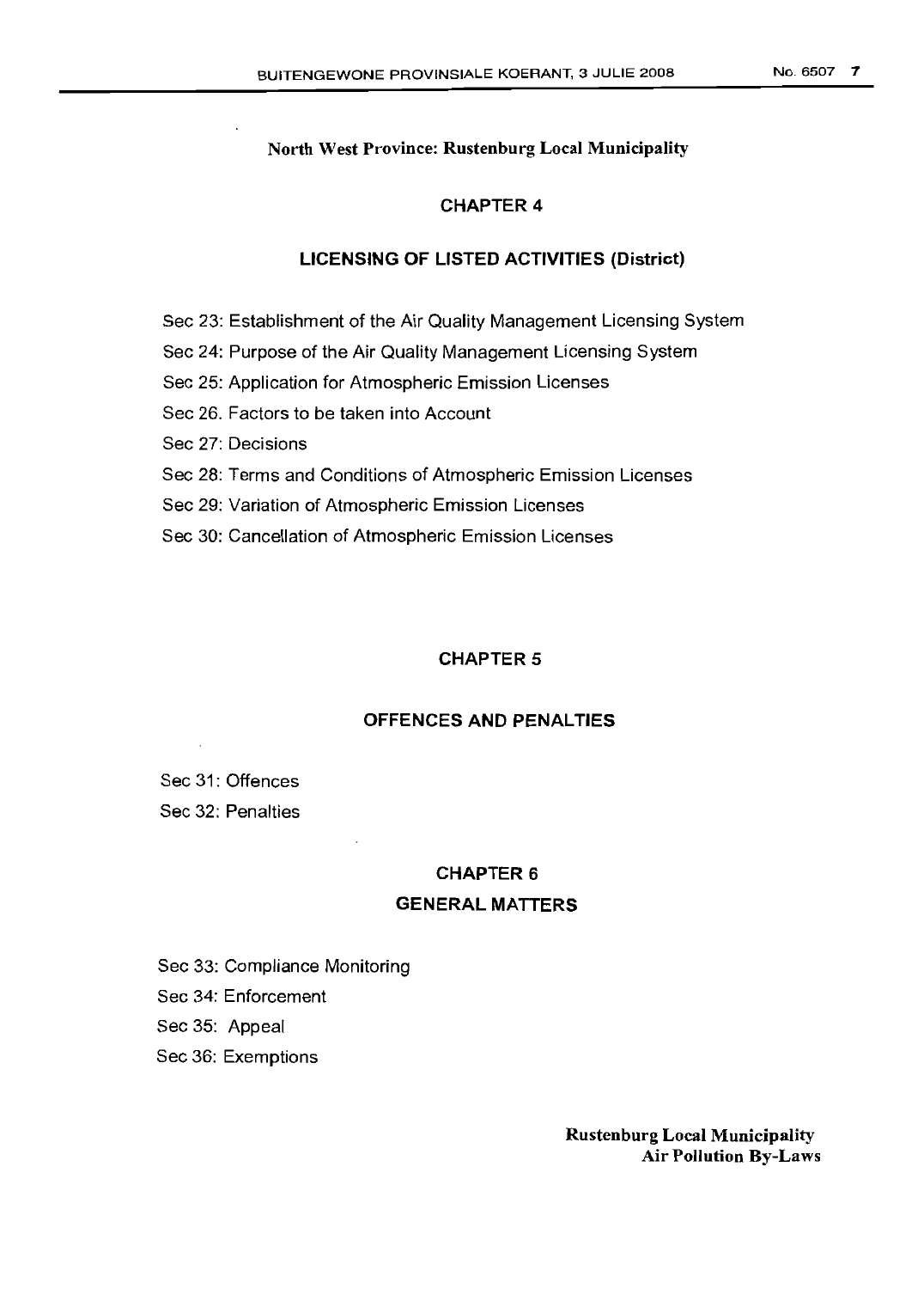North West Province: Rustenburg Local Municipality

## CHAPTER 4

## LICENSING OF LISTED ACTIVITIES (District)

Sec 23: Establishment of the Air Quality Management Licensing System

Sec 24: Purpose of the Air Quality Management Licensing System

Sec 25: Application for Atmospheric Emission Licenses

Sec 26. Factors to be taken into Account

Sec 27: Decisions

Sec 28: Terms and Conditions of Atmospheric Emission Licenses

Sec 29: Variation of Atmospheric Emission Licenses

Sec 30: Cancellation of Atmospheric Emission Licenses

## CHAPTER 5

## OFFENCES AND PENALTIES

Sec 31: Offences

Sec 32: Penalties

## CHAPTER 6

## GENERAL MATTERS

Sec 33: Compliance Monitoring

Sec 34: Enforcement

Sec 35: Appeal

Sec 36: Exemptions

**Rustenburg Local Municipality
Air Pollution By-Laws**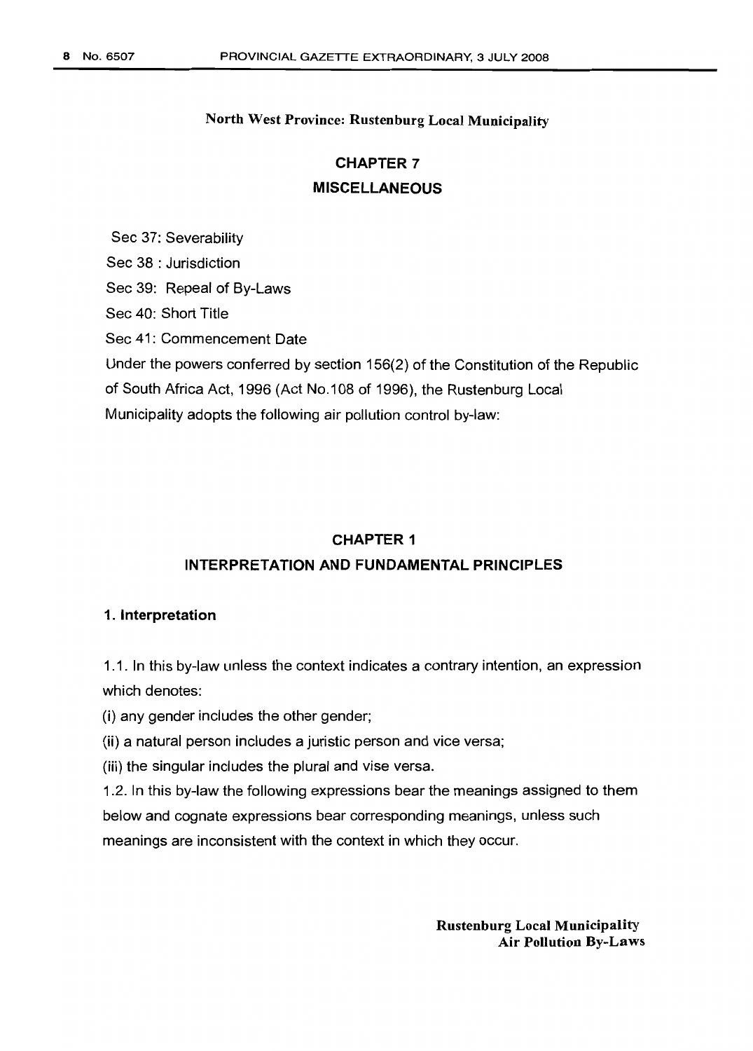North West Province: Rustenburg Local Municipality

## CHAPTER 7
## MISCELLANEOUS

Sec 37: Severability

Sec 38 : Jurisdiction

Sec 39: Repeal of By-Laws

Sec 40: Short Title

Sec 41: Commencement Date

Under the powers conferred by section 156(2) of the Constitution of the Republic of South Africa Act, 1996 (Act No.108 of 1996), the Rustenburg Local Municipality adopts the following air pollution control by-law:

## CHAPTER 1
## INTERPRETATION AND FUNDAMENTAL PRINCIPLES

### 1. Interpretation

1.1. In this by-law unless the context indicates a contrary intention, an expression which denotes:

(i) any gender includes the other gender;

(ii) a natural person includes a juristic person and vice versa;

(iii) the singular includes the plural and vise versa.

1.2. In this by-law the following expressions bear the meanings assigned to them below and cognate expressions bear corresponding meanings, unless such meanings are inconsistent with the context in which they occur.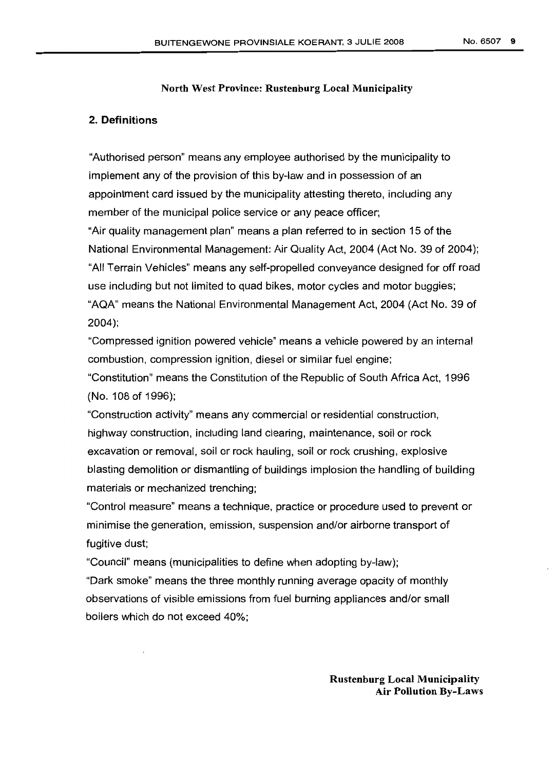North West Province: Rustenburg Local Municipality

## 2. Definitions

"Authorised person" means any employee authorised by the municipality to implement any of the provision of this by-law and in possession of an appointment card issued by the municipality attesting thereto, including any member of the municipal police service or any peace officer;

"Air quality management plan" means a plan referred to in section 15 of the National Environmental Management: Air Quality Act, 2004 (Act No. 39 of 2004);

"All Terrain Vehicles" means any self-propelled conveyance designed for off road use including but not limited to quad bikes, motor cycles and motor buggies;

"AQA" means the National Environmental Management Act, 2004 (Act No. 39 of 2004);

"Compressed ignition powered vehicle" means a vehicle powered by an internal combustion, compression ignition, diesel or similar fuel engine;

"Constitution" means the Constitution of the Republic of South Africa Act, 1996 (No. 108 of 1996);

"Construction activity" means any commercial or residential construction, highway construction, including land clearing, maintenance, soil or rock excavation or removal, soil or rock hauling, soil or rock crushing, explosive blasting demolition or dismantling of buildings implosion the handling of building materials or mechanized trenching;

"Control measure" means a technique, practice or procedure used to prevent or minimise the generation, emission, suspension and/or airborne transport of fugitive dust;

"Council" means (municipalities to define when adopting by-law);

"Dark smoke" means the three monthly running average opacity of monthly observations of visible emissions from fuel burning appliances and/or small boilers which do not exceed 40%;

**Rustenburg Local Municipality**
**Air Pollution By-Laws**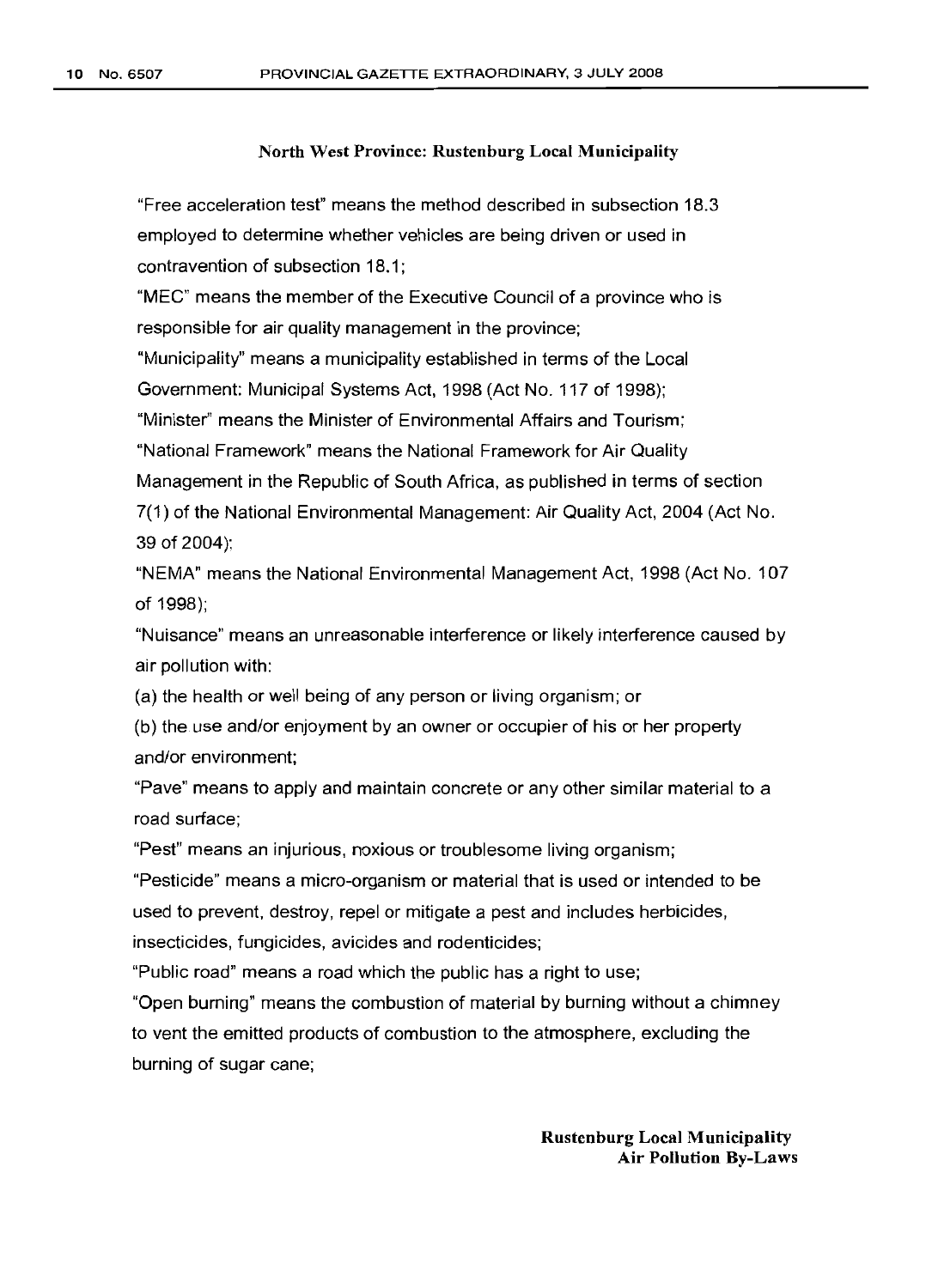**North West Province: Rustenburg Local Municipality**

"Free acceleration test" means the method described in subsection 18.3 employed to determine whether vehicles are being driven or used in contravention of subsection 18.1;

"MEC" means the member of the Executive Council of a province who is responsible for air quality management in the province;

"Municipality" means a municipality established in terms of the Local Government: Municipal Systems Act, 1998 (Act No. 117 of 1998);

"Minister" means the Minister of Environmental Affairs and Tourism;

"National Framework" means the National Framework for Air Quality Management in the Republic of South Africa, as published in terms of section 7(1) of the National Environmental Management: Air Quality Act, 2004 (Act No. 39 of 2004);

"NEMA" means the National Environmental Management Act, 1998 (Act No. 107 of 1998);

"Nuisance" means an unreasonable interference or likely interference caused by air pollution with:

(a) the health or well being of any person or living organism; or

(b) the use and/or enjoyment by an owner or occupier of his or her property and/or environment;

"Pave" means to apply and maintain concrete or any other similar material to a road surface;

"Pest" means an injurious, noxious or troublesome living organism;

"Pesticide" means a micro-organism or material that is used or intended to be used to prevent, destroy, repel or mitigate a pest and includes herbicides, insecticides, fungicides, avicides and rodenticides;

"Public road" means a road which the public has a right to use;

"Open burning" means the combustion of material by burning without a chimney to vent the emitted products of combustion to the atmosphere, excluding the burning of sugar cane;

**Rustenburg Local Municipality**
**Air Pollution By-Laws**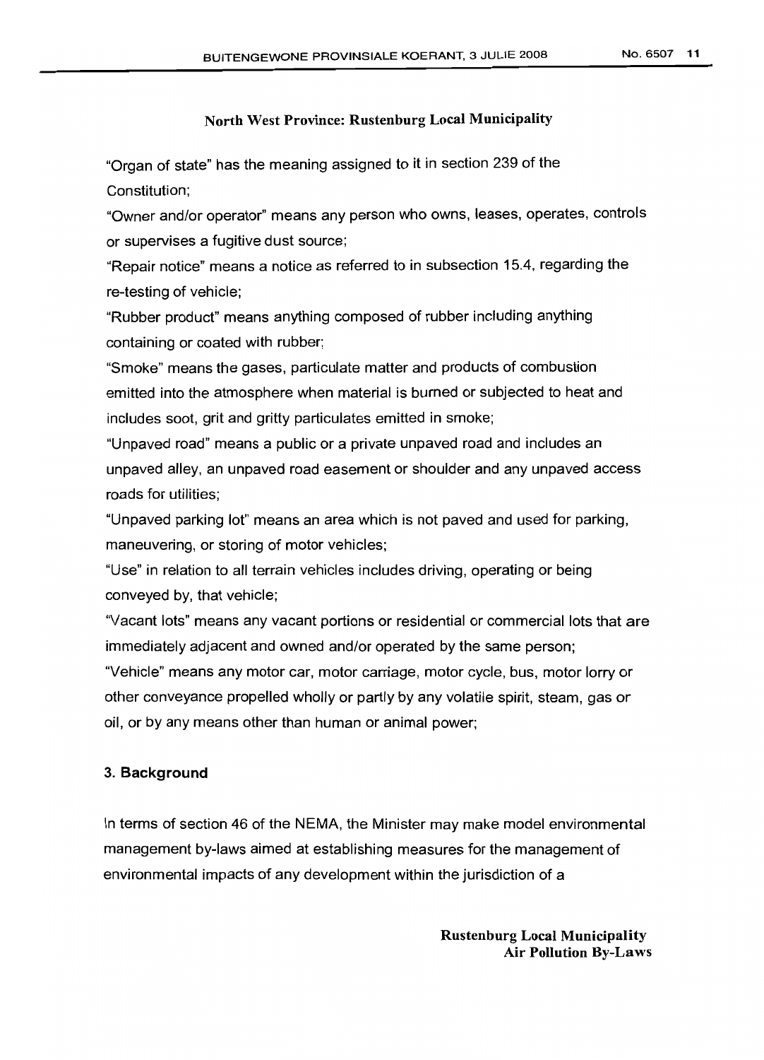"Organ of state" has the meaning assigned to it in section 239 of the Constitution;

"Owner and/or operator" means any person who owns, leases, operates, controls or supervises a fugitive dust source;

"Repair notice" means a notice as referred to in subsection 15.4, regarding the re-testing of vehicle;

"Rubber product" means anything composed of rubber including anything containing or coated with rubber;

"Smoke" means the gases, particulate matter and products of combustion emitted into the atmosphere when material is burned or subjected to heat and includes soot, grit and gritty particulates emitted in smoke;

"Unpaved road" means a public or a private unpaved road and includes an unpaved alley, an unpaved road easement or shoulder and any unpaved access roads for utilities;

"Unpaved parking lot" means an area which is not paved and used for parking, maneuvering, or storing of motor vehicles;

"Use" in relation to all terrain vehicles includes driving, operating or being conveyed by, that vehicle;

"Vacant lots" means any vacant portions or residential or commercial lots that are immediately adjacent and owned and/or operated by the same person;

"Vehicle" means any motor car, motor carriage, motor cycle, bus, motor lorry or other conveyance propelled wholly or partly by any volatile spirit, steam, gas or oil, or by any means other than human or animal power;

## 3. Background

In terms of section 46 of the NEMA, the Minister may make model environmental management by-laws aimed at establishing measures for the management of environmental impacts of any development within the jurisdiction of a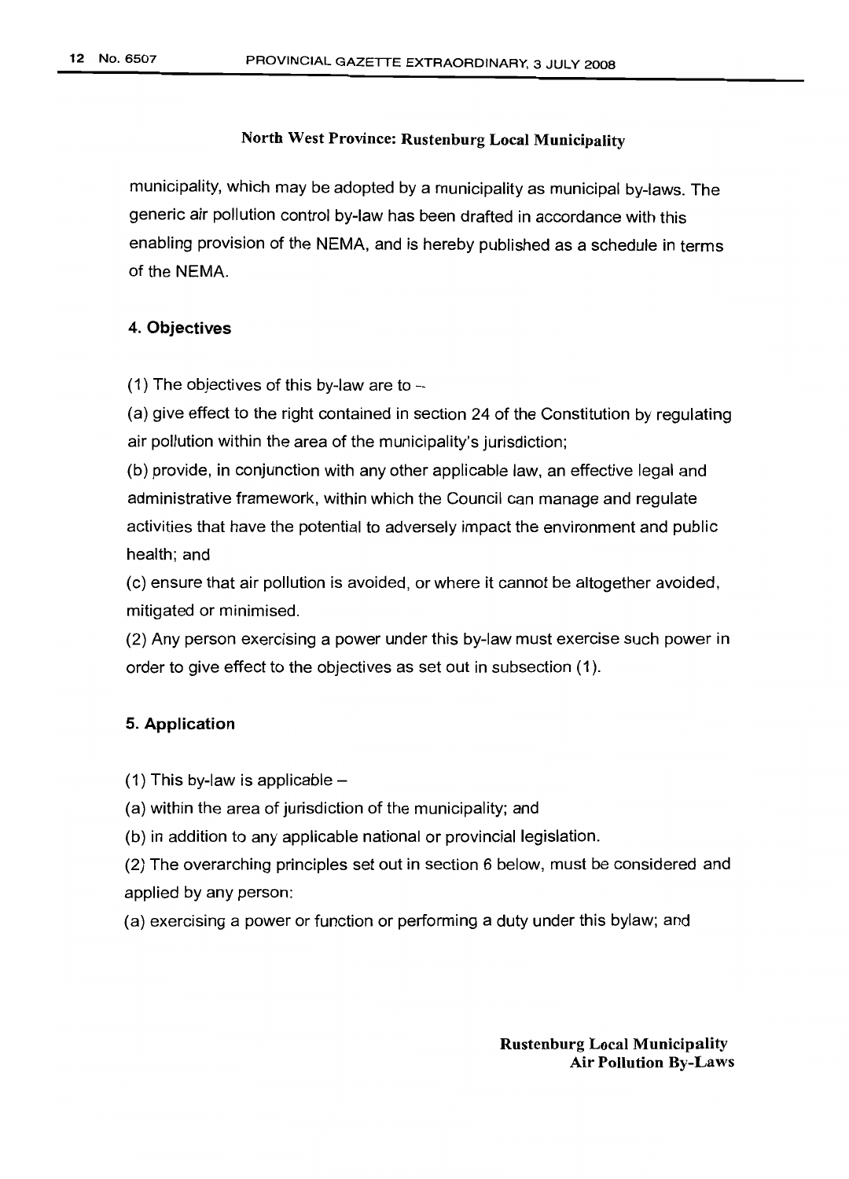municipality, which may be adopted by a municipality as municipal by-laws. The generic air pollution control by-law has been drafted in accordance with this enabling provision of the NEMA, and is hereby published as a schedule in terms of the NEMA.

### 4. Objectives

(1) The objectives of this by-law are to –

(a) give effect to the right contained in section 24 of the Constitution by regulating air pollution within the area of the municipality's jurisdiction;

(b) provide, in conjunction with any other applicable law, an effective legal and administrative framework, within which the Council can manage and regulate activities that have the potential to adversely impact the environment and public health; and

(c) ensure that air pollution is avoided, or where it cannot be altogether avoided, mitigated or minimised.

(2) Any person exercising a power under this by-law must exercise such power in order to give effect to the objectives as set out in subsection (1).

### 5. Application

(1) This by-law is applicable –

(a) within the area of jurisdiction of the municipality; and

(b) in addition to any applicable national or provincial legislation.

(2) The overarching principles set out in section 6 below, must be considered and applied by any person:

(a) exercising a power or function or performing a duty under this bylaw; and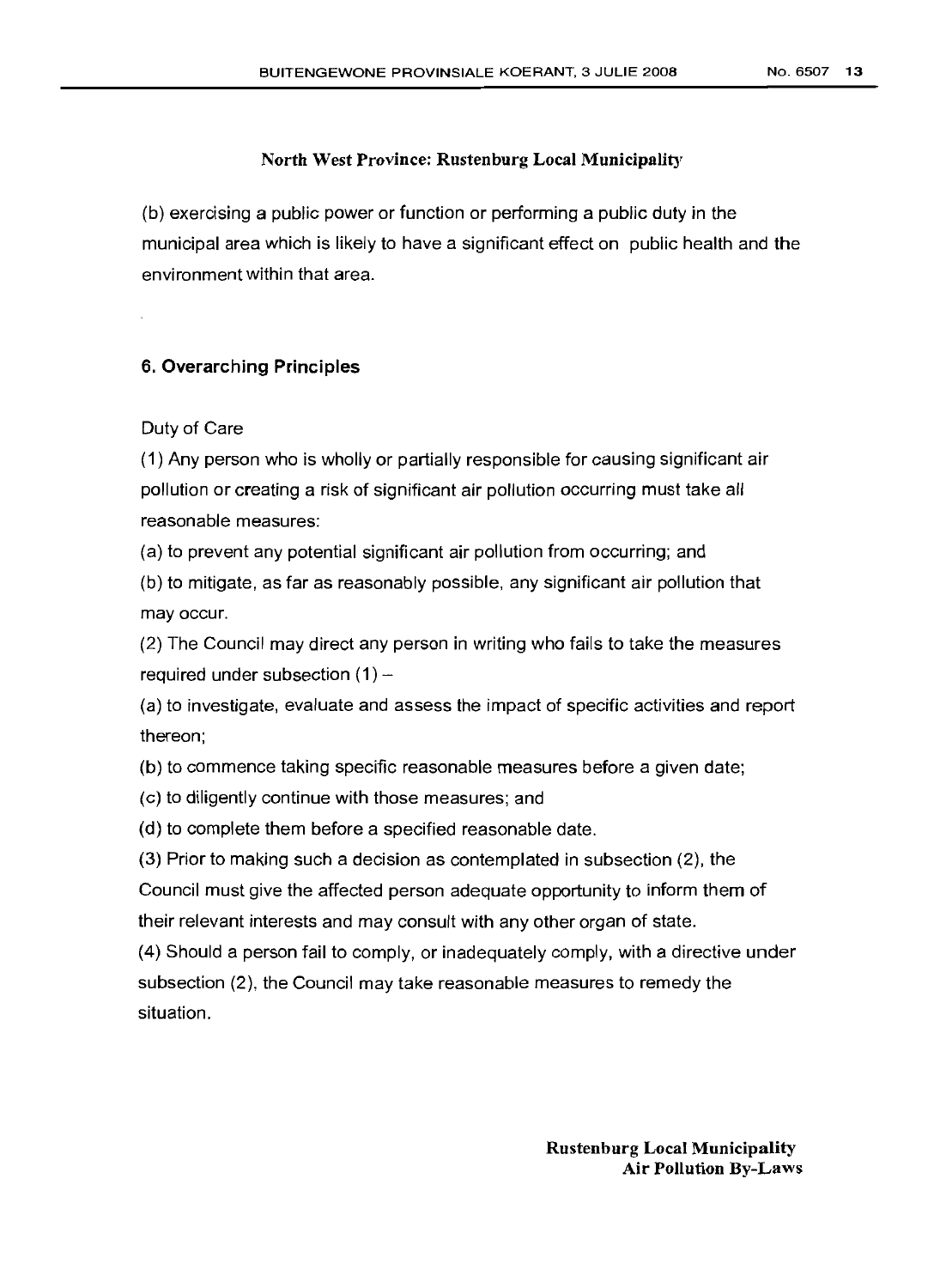(b) exercising a public power or function or performing a public duty in the municipal area which is likely to have a significant effect on public health and the environment within that area.

## 6. Overarching Principles

Duty of Care

(1) Any person who is wholly or partially responsible for causing significant air pollution or creating a risk of significant air pollution occurring must take all reasonable measures:

(a) to prevent any potential significant air pollution from occurring; and

(b) to mitigate, as far as reasonably possible, any significant air pollution that may occur.

(2) The Council may direct any person in writing who fails to take the measures required under subsection (1) –

(a) to investigate, evaluate and assess the impact of specific activities and report thereon;

(b) to commence taking specific reasonable measures before a given date;

(c) to diligently continue with those measures; and

(d) to complete them before a specified reasonable date.

(3) Prior to making such a decision as contemplated in subsection (2), the Council must give the affected person adequate opportunity to inform them of their relevant interests and may consult with any other organ of state.

(4) Should a person fail to comply, or inadequately comply, with a directive under subsection (2), the Council may take reasonable measures to remedy the situation.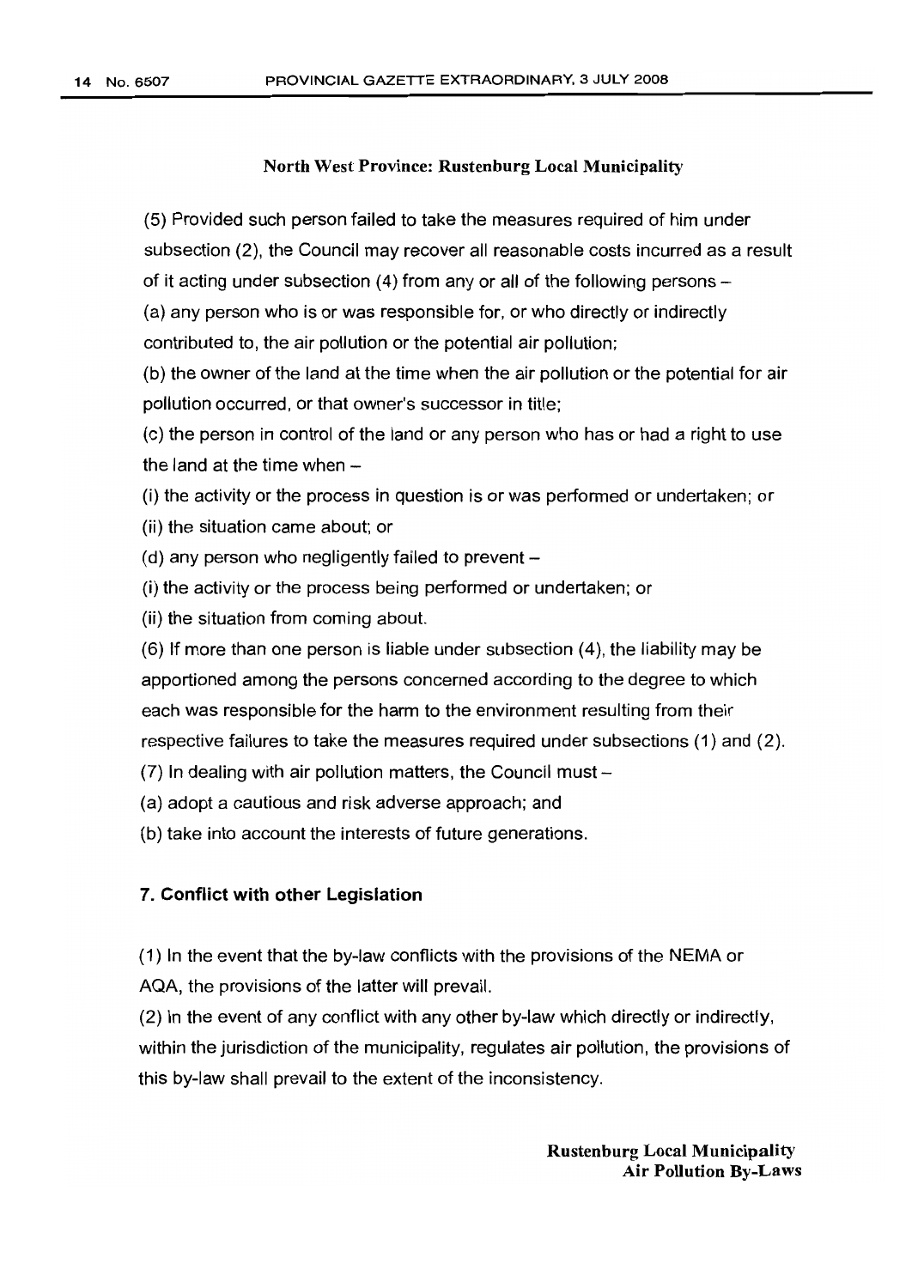**North West Province: Rustenburg Local Municipality**

(5) Provided such person failed to take the measures required of him under subsection (2), the Council may recover all reasonable costs incurred as a result of it acting under subsection (4) from any or all of the following persons –

(a) any person who is or was responsible for, or who directly or indirectly contributed to, the air pollution or the potential air pollution;

(b) the owner of the land at the time when the air pollution or the potential for air pollution occurred, or that owner's successor in title;

(c) the person in control of the land or any person who has or had a right to use the land at the time when –

(i) the activity or the process in question is or was performed or undertaken; or

(ii) the situation came about; or

(d) any person who negligently failed to prevent –

(i) the activity or the process being performed or undertaken; or

(ii) the situation from coming about.

(6) If more than one person is liable under subsection (4), the liability may be apportioned among the persons concerned according to the degree to which each was responsible for the harm to the environment resulting from their respective failures to take the measures required under subsections (1) and (2).

(7) In dealing with air pollution matters, the Council must –

(a) adopt a cautious and risk adverse approach; and

(b) take into account the interests of future generations.

### 7. Conflict with other Legislation

(1) In the event that the by-law conflicts with the provisions of the NEMA or AQA, the provisions of the latter will prevail.

(2) In the event of any conflict with any other by-law which directly or indirectly, within the jurisdiction of the municipality, regulates air pollution, the provisions of this by-law shall prevail to the extent of the inconsistency.

**Rustenburg Local Municipality**
**Air Pollution By-Laws**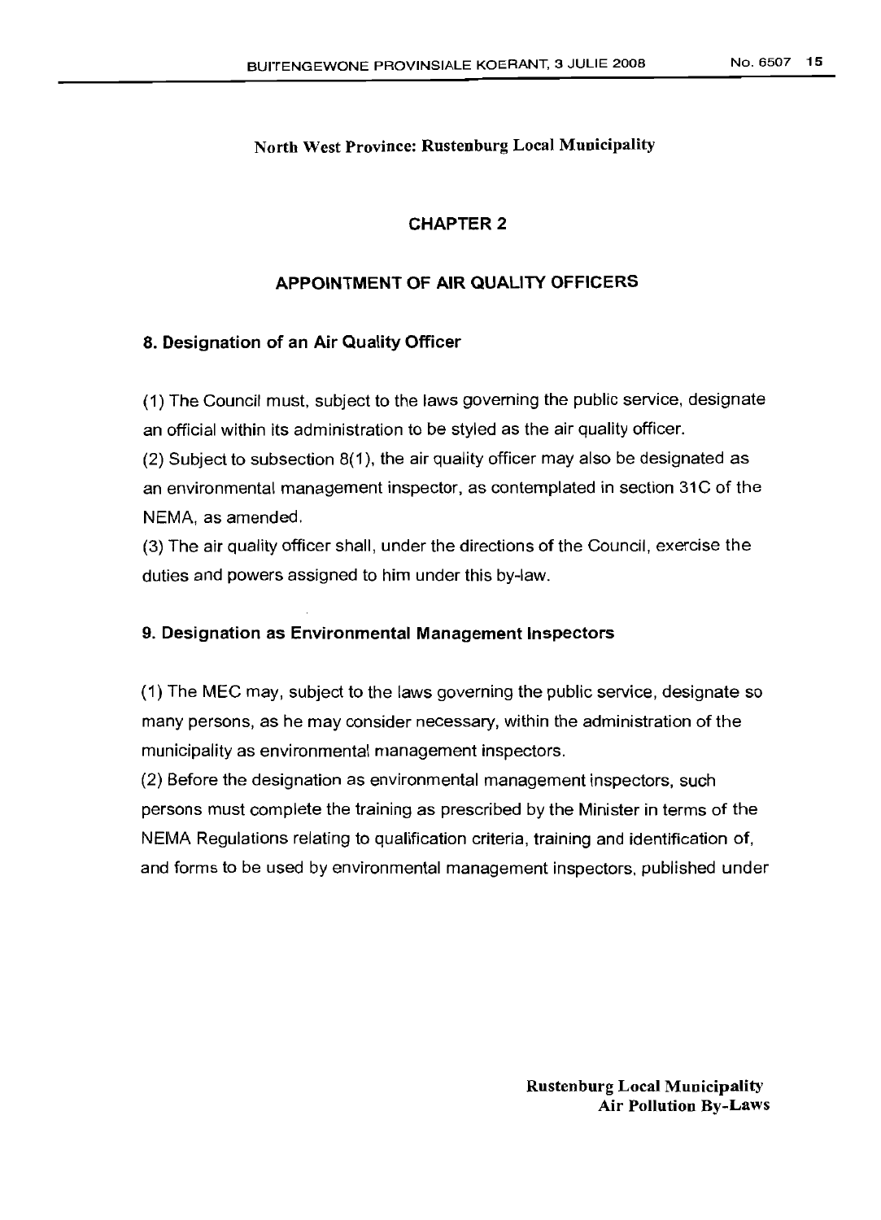## CHAPTER 2

## APPOINTMENT OF AIR QUALITY OFFICERS

### 8. Designation of an Air Quality Officer

(1) The Council must, subject to the laws governing the public service, designate an official within its administration to be styled as the air quality officer.

(2) Subject to subsection 8(1), the air quality officer may also be designated as an environmental management inspector, as contemplated in section 31C of the NEMA, as amended.

(3) The air quality officer shall, under the directions of the Council, exercise the duties and powers assigned to him under this by-law.

### 9. Designation as Environmental Management Inspectors

(1) The MEC may, subject to the laws governing the public service, designate so many persons, as he may consider necessary, within the administration of the municipality as environmental management inspectors.

(2) Before the designation as environmental management inspectors, such persons must complete the training as prescribed by the Minister in terms of the NEMA Regulations relating to qualification criteria, training and identification of, and forms to be used by environmental management inspectors, published under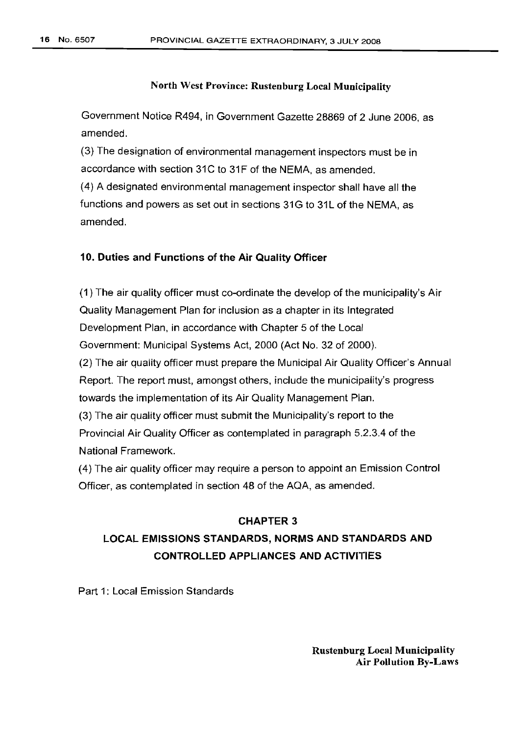Government Notice R494, in Government Gazette 28869 of 2 June 2006, as amended.

(3) The designation of environmental management inspectors must be in accordance with section 31C to 31F of the NEMA, as amended.

(4) A designated environmental management inspector shall have all the functions and powers as set out in sections 31G to 31L of the NEMA, as amended.

### 10. Duties and Functions of the Air Quality Officer

(1) The air quality officer must co-ordinate the develop of the municipality's Air Quality Management Plan for inclusion as a chapter in its Integrated Development Plan, in accordance with Chapter 5 of the Local Government: Municipal Systems Act, 2000 (Act No. 32 of 2000).

(2) The air quality officer must prepare the Municipal Air Quality Officer's Annual Report. The report must, amongst others, include the municipality's progress towards the implementation of its Air Quality Management Plan.

(3) The air quality officer must submit the Municipality's report to the Provincial Air Quality Officer as contemplated in paragraph 5.2.3.4 of the National Framework.

(4) The air quality officer may require a person to appoint an Emission Control Officer, as contemplated in section 48 of the AQA, as amended.

## CHAPTER 3

## LOCAL EMISSIONS STANDARDS, NORMS AND STANDARDS AND CONTROLLED APPLIANCES AND ACTIVITIES

Part 1: Local Emission Standards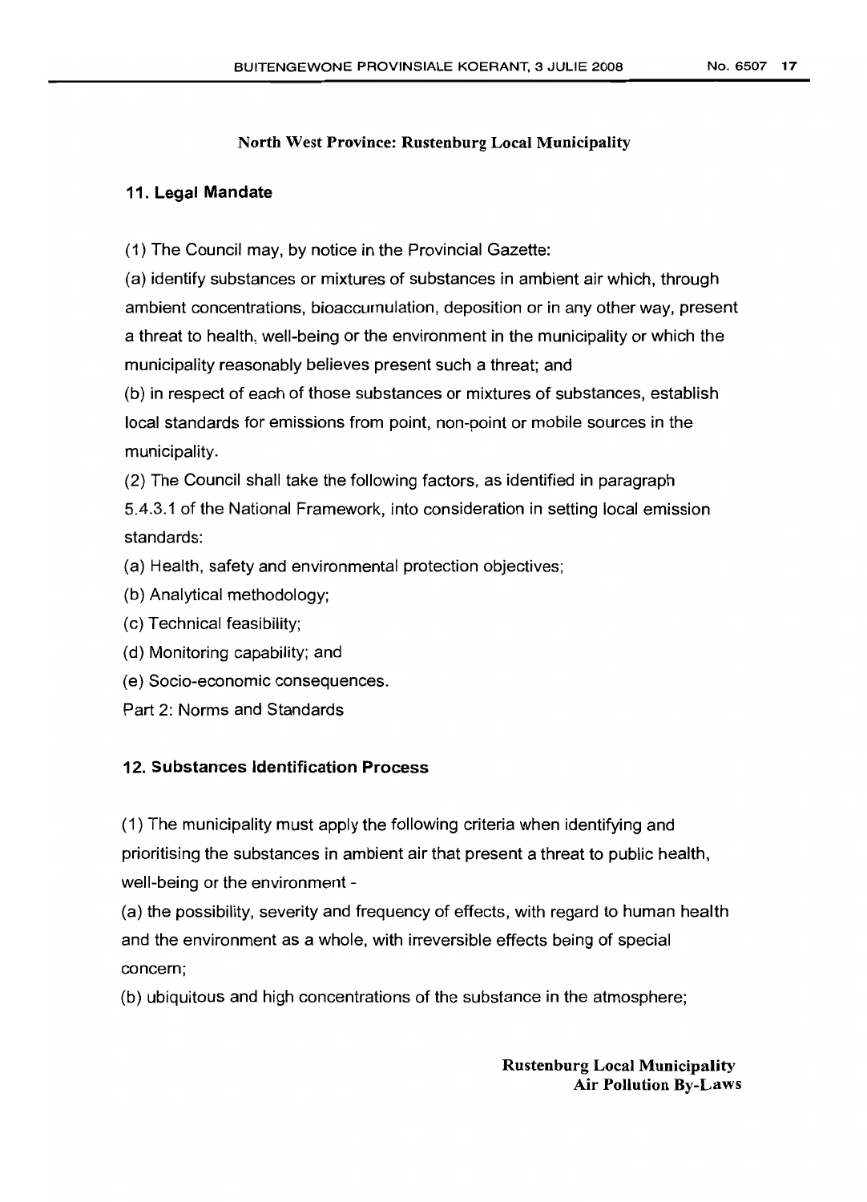**North West Province: Rustenburg Local Municipality**

### 11. Legal Mandate

(1) The Council may, by notice in the Provincial Gazette:

(a) identify substances or mixtures of substances in ambient air which, through ambient concentrations, bioaccumulation, deposition or in any other way, present a threat to health, well-being or the environment in the municipality or which the municipality reasonably believes present such a threat; and

(b) in respect of each of those substances or mixtures of substances, establish local standards for emissions from point, non-point or mobile sources in the municipality.

(2) The Council shall take the following factors, as identified in paragraph 5.4.3.1 of the National Framework, into consideration in setting local emission standards:

(a) Health, safety and environmental protection objectives;

(b) Analytical methodology;

(c) Technical feasibility;

(d) Monitoring capability; and

(e) Socio-economic consequences.

Part 2: Norms and Standards

### 12. Substances Identification Process

(1) The municipality must apply the following criteria when identifying and prioritising the substances in ambient air that present a threat to public health, well-being or the environment -

(a) the possibility, severity and frequency of effects, with regard to human health and the environment as a whole, with irreversible effects being of special concern;

(b) ubiquitous and high concentrations of the substance in the atmosphere;

**Rustenburg Local Municipality Air Pollution By-Laws**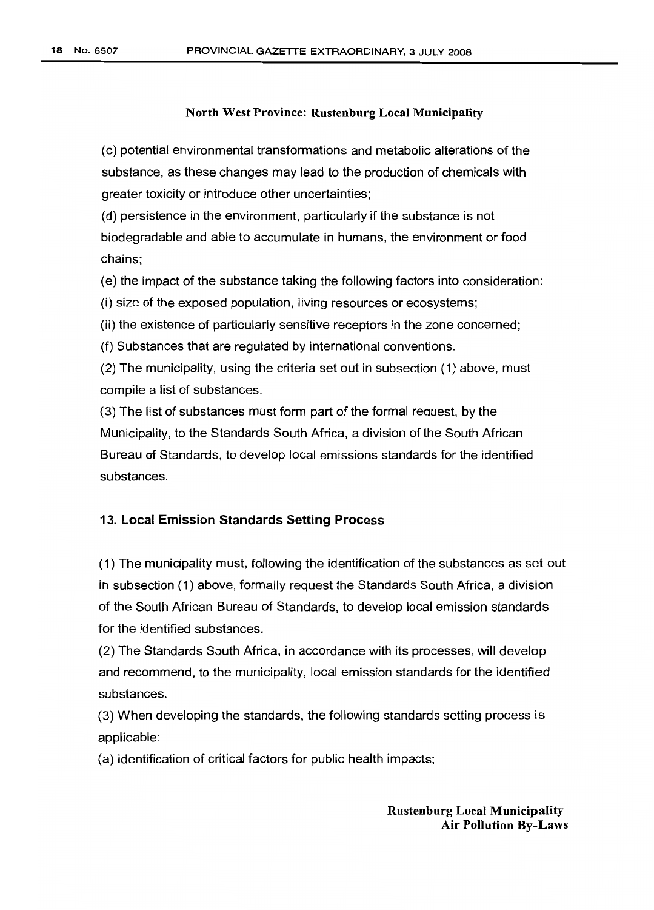(c) potential environmental transformations and metabolic alterations of the substance, as these changes may lead to the production of chemicals with greater toxicity or introduce other uncertainties;

(d) persistence in the environment, particularly if the substance is not biodegradable and able to accumulate in humans, the environment or food chains;

(e) the impact of the substance taking the following factors into consideration:

(i) size of the exposed population, living resources or ecosystems;

(ii) the existence of particularly sensitive receptors in the zone concerned;

(f) Substances that are regulated by international conventions.

(2) The municipality, using the criteria set out in subsection (1) above, must compile a list of substances.

(3) The list of substances must form part of the formal request, by the Municipality, to the Standards South Africa, a division of the South African Bureau of Standards, to develop local emissions standards for the identified substances.

### 13. Local Emission Standards Setting Process

(1) The municipality must, following the identification of the substances as set out in subsection (1) above, formally request the Standards South Africa, a division of the South African Bureau of Standards, to develop local emission standards for the identified substances.

(2) The Standards South Africa, in accordance with its processes, will develop and recommend, to the municipality, local emission standards for the identified substances.

(3) When developing the standards, the following standards setting process is applicable:

(a) identification of critical factors for public health impacts;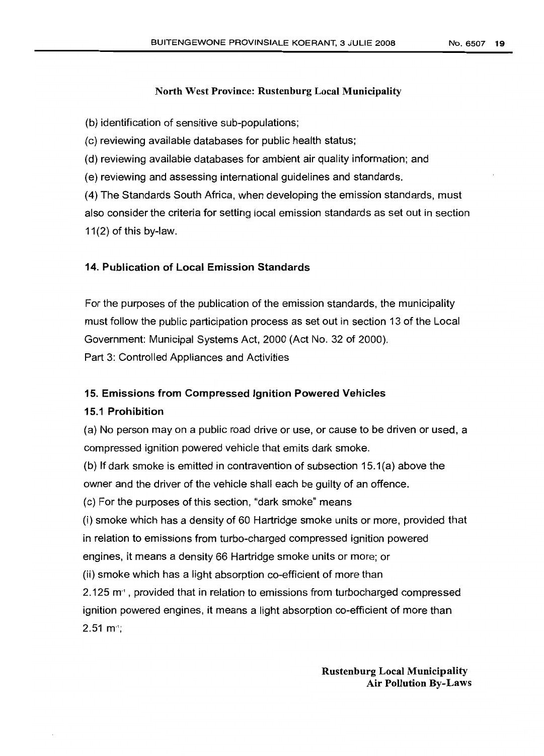(b) identification of sensitive sub-populations;

(c) reviewing available databases for public health status;

(d) reviewing available databases for ambient air quality information; and

(e) reviewing and assessing international guidelines and standards.

(4) The Standards South Africa, when developing the emission standards, must also consider the criteria for setting local emission standards as set out in section 11(2) of this by-law.

### 14. Publication of Local Emission Standards

For the purposes of the publication of the emission standards, the municipality must follow the public participation process as set out in section 13 of the Local Government: Municipal Systems Act, 2000 (Act No. 32 of 2000).

Part 3: Controlled Appliances and Activities

### 15. Emissions from Compressed Ignition Powered Vehicles

#### 15.1 Prohibition

(a) No person may on a public road drive or use, or cause to be driven or used, a compressed ignition powered vehicle that emits dark smoke.

(b) If dark smoke is emitted in contravention of subsection 15.1(a) above the owner and the driver of the vehicle shall each be guilty of an offence.

(c) For the purposes of this section, "dark smoke" means

(i) smoke which has a density of 60 Hartridge smoke units or more, provided that in relation to emissions from turbo-charged compressed ignition powered engines, it means a density 66 Hartridge smoke units or more; or

(ii) smoke which has a light absorption co-efficient of more than $2.125\ m^{-1}$, provided that in relation to emissions from turbocharged compressed ignition powered engines, it means a light absorption co-efficient of more than $2.51\ m^{-1}$;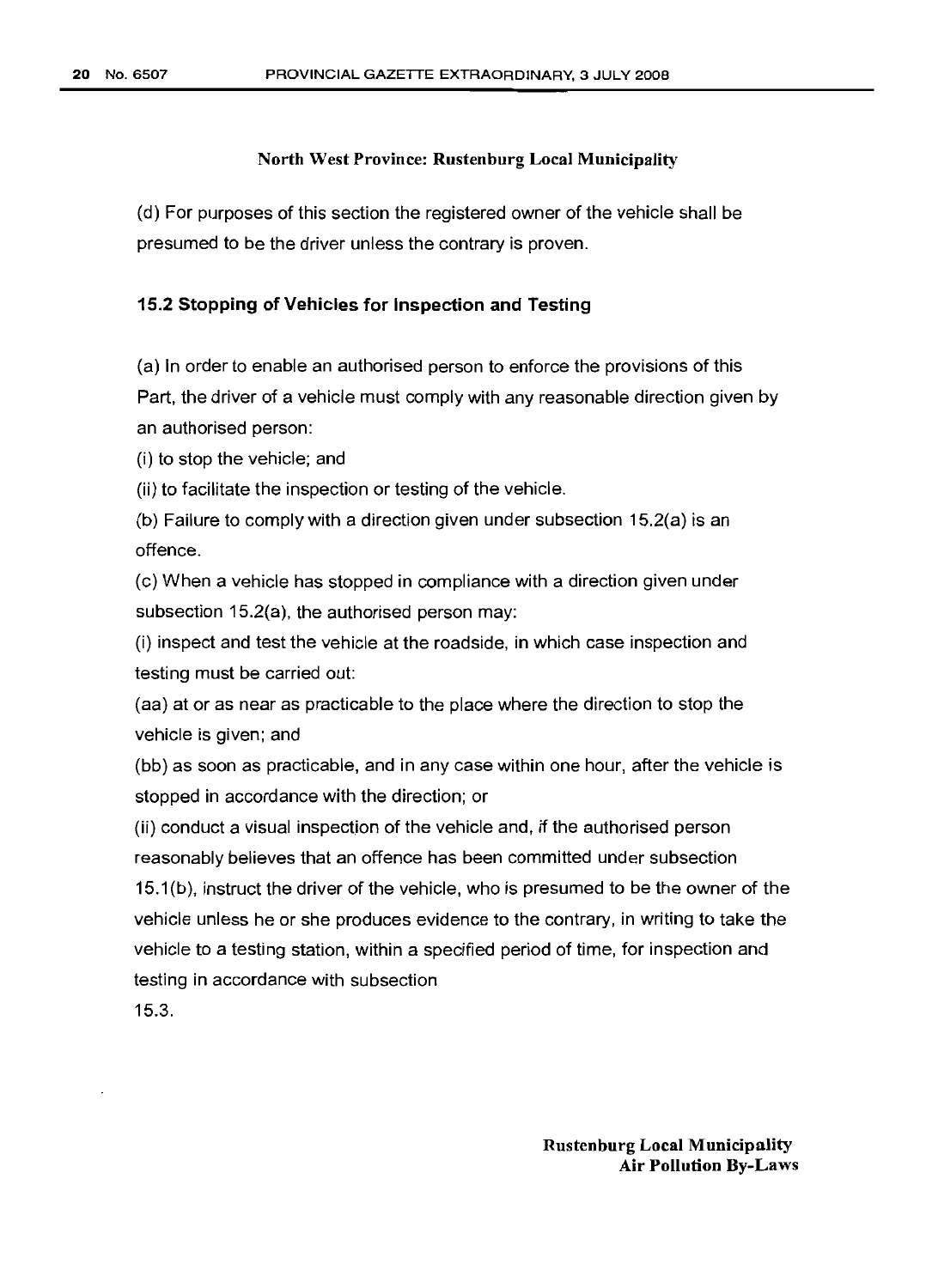(d) For purposes of this section the registered owner of the vehicle shall be presumed to be the driver unless the contrary is proven.

### 15.2 Stopping of Vehicles for Inspection and Testing

(a) In order to enable an authorised person to enforce the provisions of this Part, the driver of a vehicle must comply with any reasonable direction given by an authorised person:

(i) to stop the vehicle; and

(ii) to facilitate the inspection or testing of the vehicle.

(b) Failure to comply with a direction given under subsection 15.2(a) is an offence.

(c) When a vehicle has stopped in compliance with a direction given under subsection 15.2(a), the authorised person may:

(i) inspect and test the vehicle at the roadside, in which case inspection and testing must be carried out:

(aa) at or as near as practicable to the place where the direction to stop the vehicle is given; and

(bb) as soon as practicable, and in any case within one hour, after the vehicle is stopped in accordance with the direction; or

(ii) conduct a visual inspection of the vehicle and, if the authorised person reasonably believes that an offence has been committed under subsection 15.1(b), instruct the driver of the vehicle, who is presumed to be the owner of the vehicle unless he or she produces evidence to the contrary, in writing to take the vehicle to a testing station, within a specified period of time, for inspection and testing in accordance with subsection 15.3.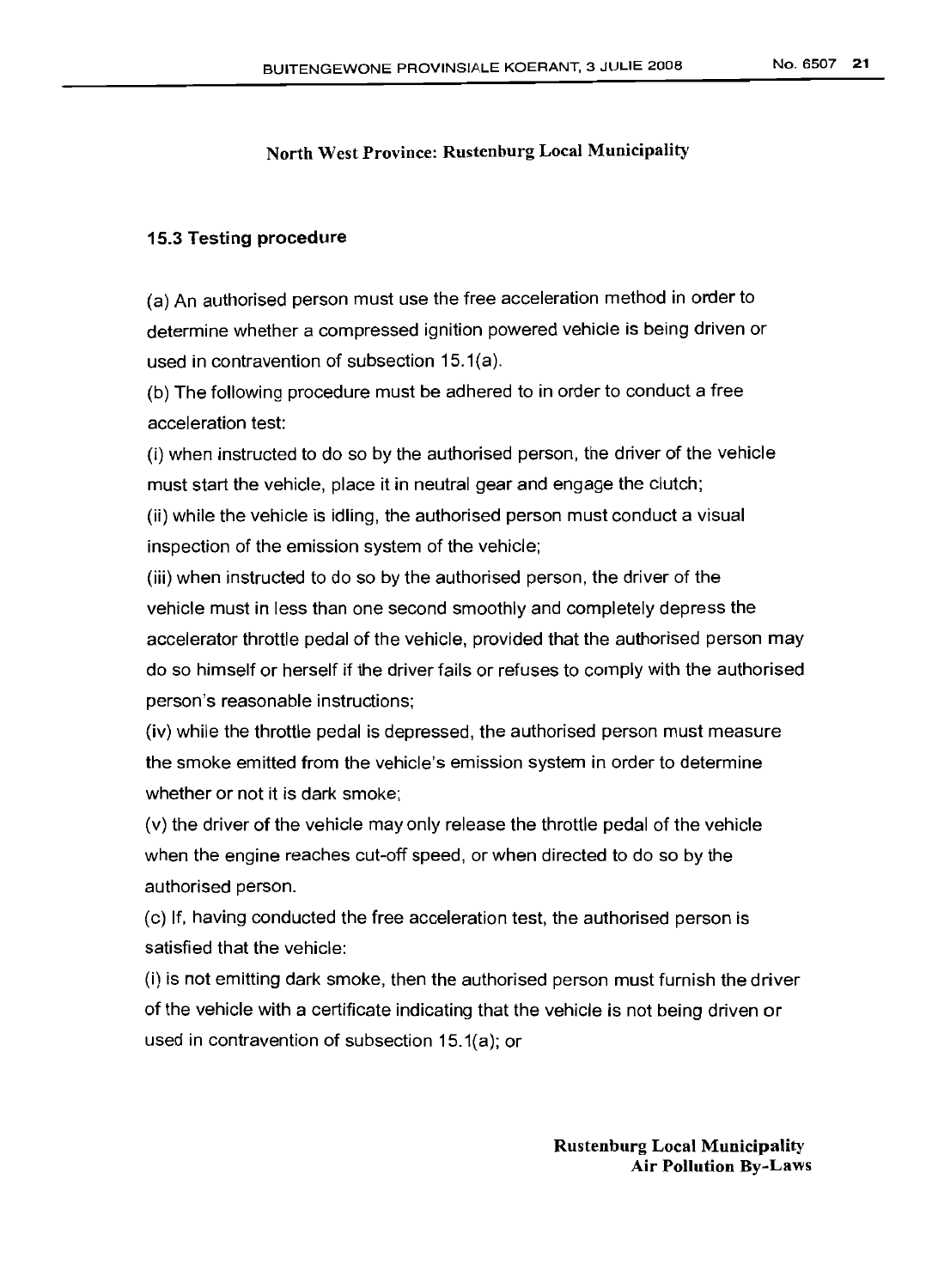North West Province: Rustenburg Local Municipality

### 15.3 Testing procedure

(a) An authorised person must use the free acceleration method in order to determine whether a compressed ignition powered vehicle is being driven or used in contravention of subsection 15.1(a).

(b) The following procedure must be adhered to in order to conduct a free acceleration test:

(i) when instructed to do so by the authorised person, the driver of the vehicle must start the vehicle, place it in neutral gear and engage the clutch;

(ii) while the vehicle is idling, the authorised person must conduct a visual inspection of the emission system of the vehicle;

(iii) when instructed to do so by the authorised person, the driver of the vehicle must in less than one second smoothly and completely depress the accelerator throttle pedal of the vehicle, provided that the authorised person may do so himself or herself if the driver fails or refuses to comply with the authorised person's reasonable instructions;

(iv) while the throttle pedal is depressed, the authorised person must measure the smoke emitted from the vehicle's emission system in order to determine whether or not it is dark smoke;

(v) the driver of the vehicle may only release the throttle pedal of the vehicle when the engine reaches cut-off speed, or when directed to do so by the authorised person.

(c) If, having conducted the free acceleration test, the authorised person is satisfied that the vehicle:

(i) is not emitting dark smoke, then the authorised person must furnish the driver of the vehicle with a certificate indicating that the vehicle is not being driven or used in contravention of subsection 15.1(a); or

**Rustenburg Local Municipality**
**Air Pollution By-Laws**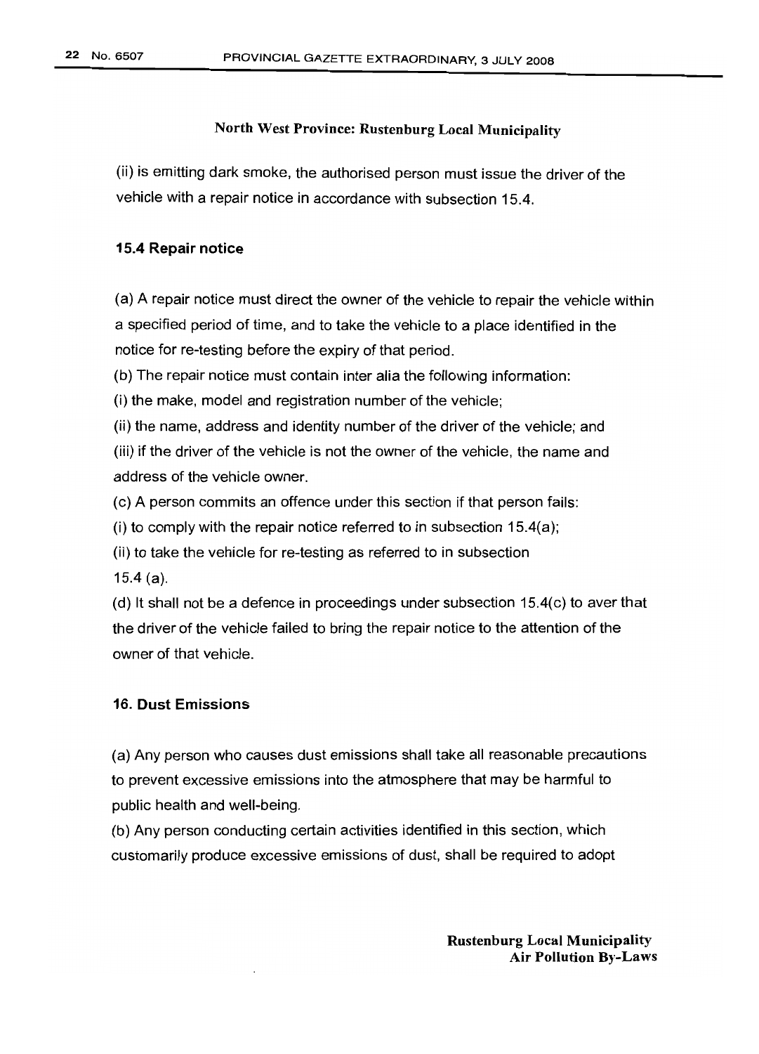(ii) is emitting dark smoke, the authorised person must issue the driver of the vehicle with a repair notice in accordance with subsection 15.4.

### 15.4 Repair notice

(a) A repair notice must direct the owner of the vehicle to repair the vehicle within a specified period of time, and to take the vehicle to a place identified in the notice for re-testing before the expiry of that period.

(b) The repair notice must contain inter alia the following information:

(i) the make, model and registration number of the vehicle;

(ii) the name, address and identity number of the driver of the vehicle; and

(iii) if the driver of the vehicle is not the owner of the vehicle, the name and address of the vehicle owner.

(c) A person commits an offence under this section if that person fails:

(i) to comply with the repair notice referred to in subsection 15.4(a);

(ii) to take the vehicle for re-testing as referred to in subsection 15.4 (a).

(d) It shall not be a defence in proceedings under subsection 15.4(c) to aver that the driver of the vehicle failed to bring the repair notice to the attention of the owner of that vehicle.

### 16. Dust Emissions

(a) Any person who causes dust emissions shall take all reasonable precautions to prevent excessive emissions into the atmosphere that may be harmful to public health and well-being.

(b) Any person conducting certain activities identified in this section, which customarily produce excessive emissions of dust, shall be required to adopt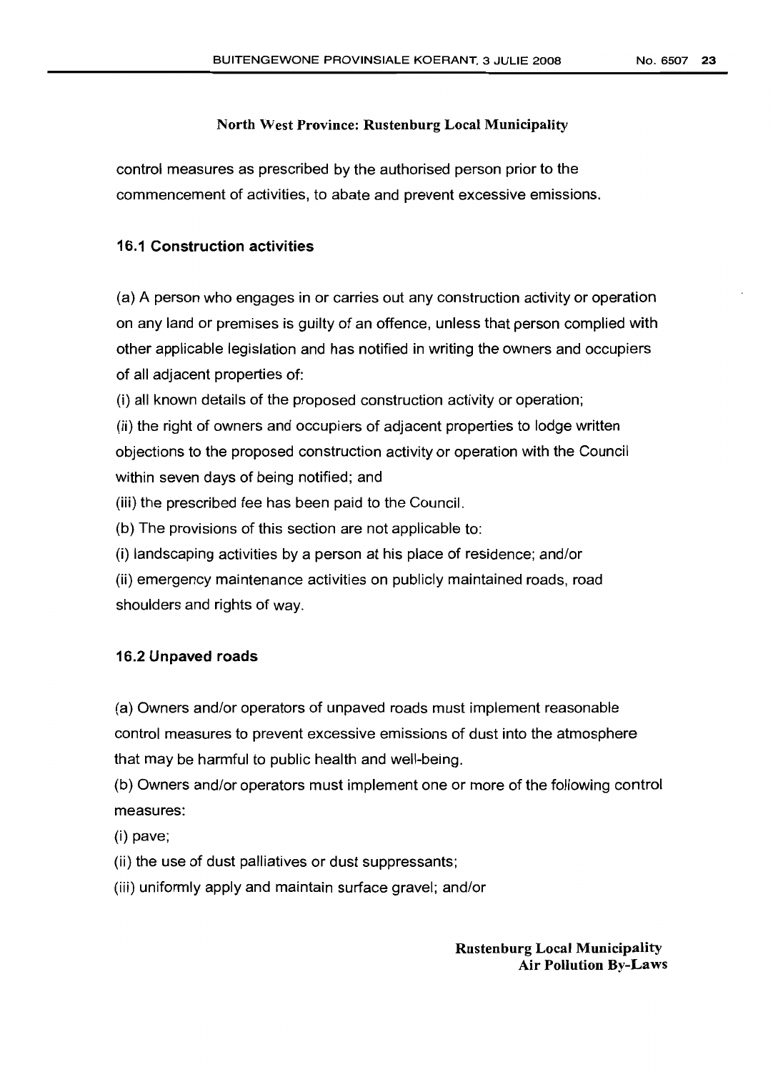control measures as prescribed by the authorised person prior to the commencement of activities, to abate and prevent excessive emissions.

### 16.1 Construction activities

(a) A person who engages in or carries out any construction activity or operation on any land or premises is guilty of an offence, unless that person complied with other applicable legislation and has notified in writing the owners and occupiers of all adjacent properties of:

(i) all known details of the proposed construction activity or operation;

(ii) the right of owners and occupiers of adjacent properties to lodge written objections to the proposed construction activity or operation with the Council within seven days of being notified; and

(iii) the prescribed fee has been paid to the Council.

(b) The provisions of this section are not applicable to:

(i) landscaping activities by a person at his place of residence; and/or

(ii) emergency maintenance activities on publicly maintained roads, road shoulders and rights of way.

### 16.2 Unpaved roads

(a) Owners and/or operators of unpaved roads must implement reasonable control measures to prevent excessive emissions of dust into the atmosphere that may be harmful to public health and well-being.

(b) Owners and/or operators must implement one or more of the following control measures:

(i) pave;

(ii) the use of dust palliatives or dust suppressants;

(iii) uniformly apply and maintain surface gravel; and/or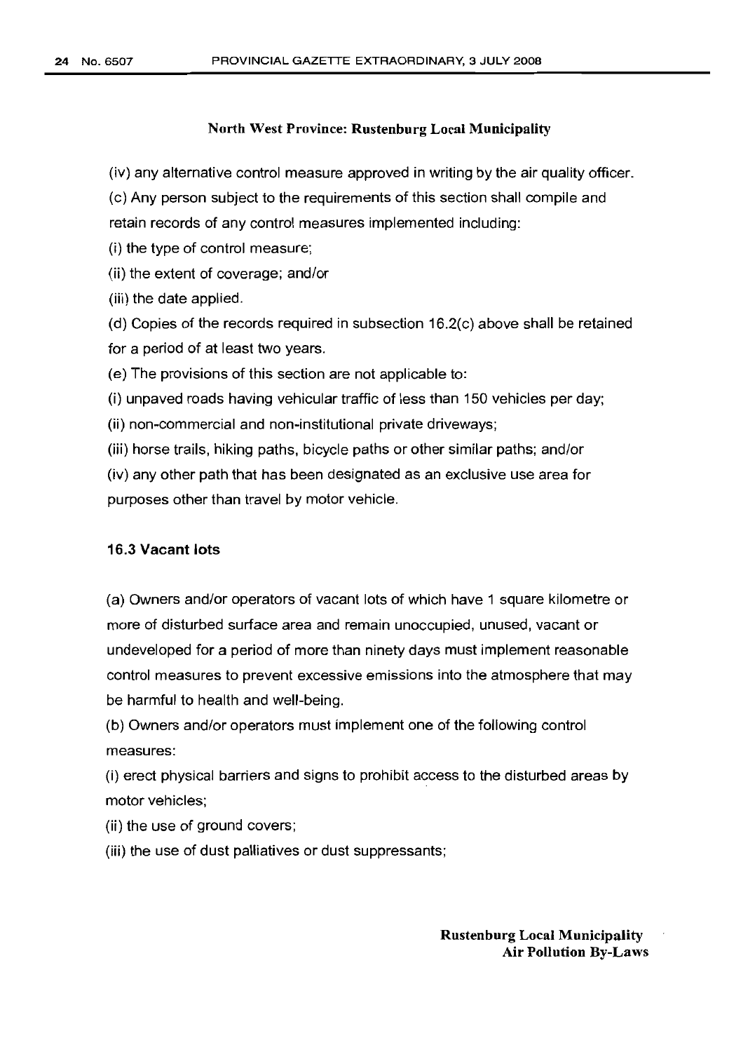(iv) any alternative control measure approved in writing by the air quality officer.

(c) Any person subject to the requirements of this section shall compile and retain records of any control measures implemented including:

(i) the type of control measure;

(ii) the extent of coverage; and/or

(iii) the date applied.

(d) Copies of the records required in subsection 16.2(c) above shall be retained for a period of at least two years.

(e) The provisions of this section are not applicable to:

(i) unpaved roads having vehicular traffic of less than 150 vehicles per day;

(ii) non-commercial and non-institutional private driveways;

(iii) horse trails, hiking paths, bicycle paths or other similar paths; and/or

(iv) any other path that has been designated as an exclusive use area for purposes other than travel by motor vehicle.

### 16.3 Vacant lots

(a) Owners and/or operators of vacant lots of which have 1 square kilometre or more of disturbed surface area and remain unoccupied, unused, vacant or undeveloped for a period of more than ninety days must implement reasonable control measures to prevent excessive emissions into the atmosphere that may be harmful to health and well-being.

(b) Owners and/or operators must implement one of the following control measures:

(i) erect physical barriers and signs to prohibit access to the disturbed areas by motor vehicles;

(ii) the use of ground covers;

(iii) the use of dust palliatives or dust suppressants;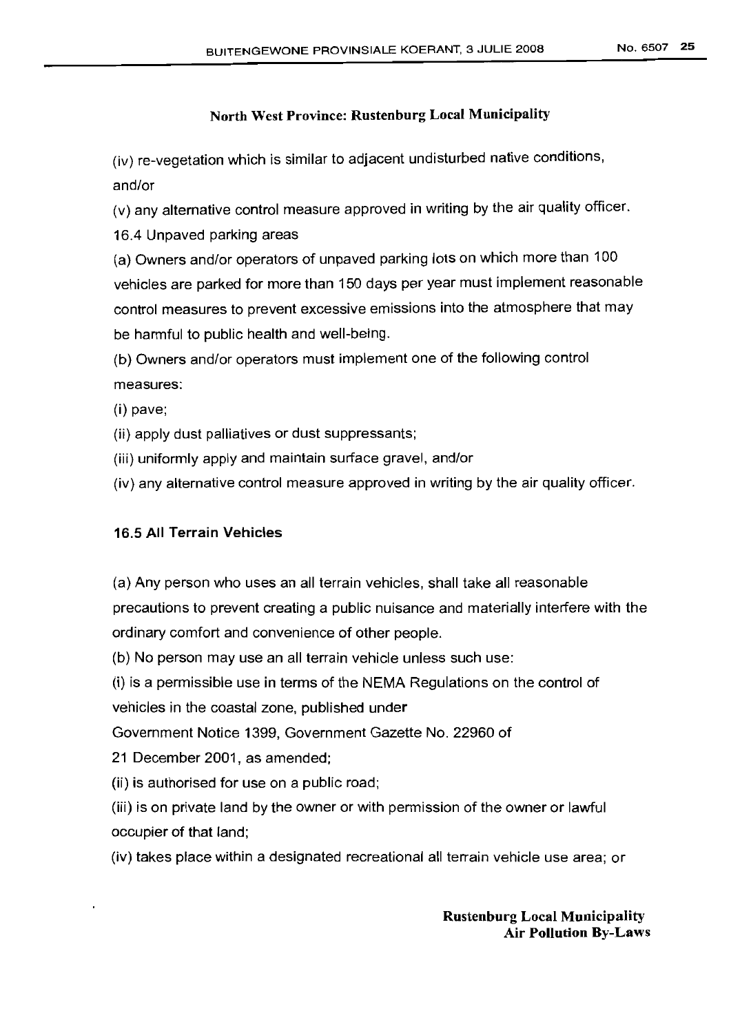(iv) re-vegetation which is similar to adjacent undisturbed native conditions, and/or

(v) any alternative control measure approved in writing by the air quality officer.

16.4 Unpaved parking areas

(a) Owners and/or operators of unpaved parking lots on which more than 100 vehicles are parked for more than 150 days per year must implement reasonable control measures to prevent excessive emissions into the atmosphere that may be harmful to public health and well-being.

(b) Owners and/or operators must implement one of the following control measures:

(i) pave;

(ii) apply dust palliatives or dust suppressants;

(iii) uniformly apply and maintain surface gravel, and/or

(iv) any alternative control measure approved in writing by the air quality officer.

**16.5 All Terrain Vehicles**

(a) Any person who uses an all terrain vehicles, shall take all reasonable precautions to prevent creating a public nuisance and materially interfere with the ordinary comfort and convenience of other people.

(b) No person may use an all terrain vehicle unless such use:

(i) is a permissible use in terms of the NEMA Regulations on the control of vehicles in the coastal zone, published under Government Notice 1399, Government Gazette No. 22960 of 21 December 2001, as amended;

(ii) is authorised for use on a public road;

(iii) is on private land by the owner or with permission of the owner or lawful occupier of that land;

(iv) takes place within a designated recreational all terrain vehicle use area; or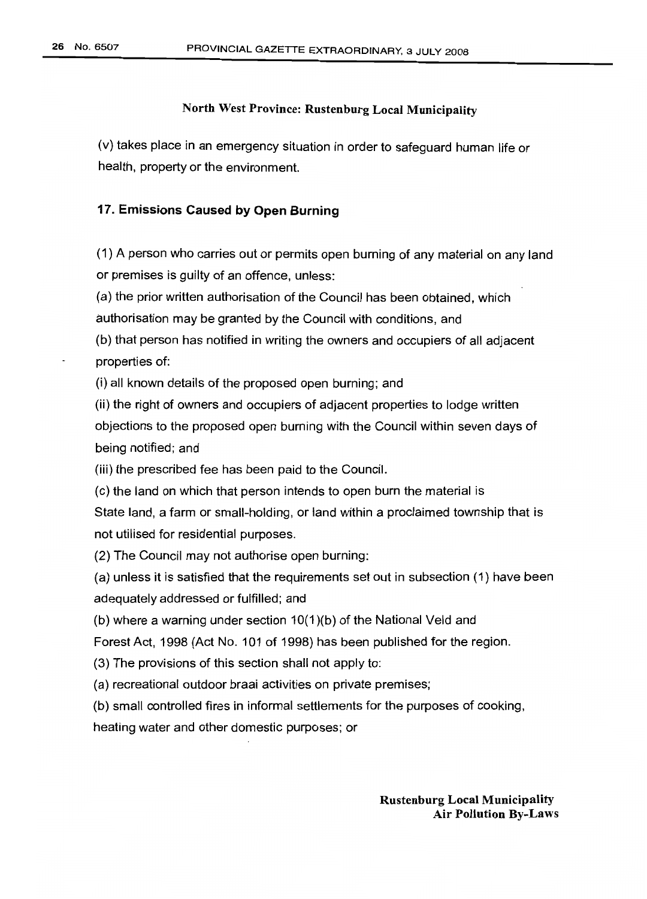North West Province: Rustenburg Local Municipality

(v) takes place in an emergency situation in order to safeguard human life or health, property or the environment.

### 17. Emissions Caused by Open Burning

(1) A person who carries out or permits open burning of any material on any land or premises is guilty of an offence, unless:

(a) the prior written authorisation of the Council has been obtained, which authorisation may be granted by the Council with conditions, and

(b) that person has notified in writing the owners and occupiers of all adjacent properties of:

(i) all known details of the proposed open burning; and

(ii) the right of owners and occupiers of adjacent properties to lodge written objections to the proposed open burning with the Council within seven days of being notified; and

(iii) the prescribed fee has been paid to the Council.

(c) the land on which that person intends to open burn the material is State land, a farm or small-holding, or land within a proclaimed township that is not utilised for residential purposes.

(2) The Council may not authorise open burning:

(a) unless it is satisfied that the requirements set out in subsection (1) have been adequately addressed or fulfilled; and

(b) where a warning under section 10(1)(b) of the National Veld and Forest Act, 1998 (Act No. 101 of 1998) has been published for the region.

(3) The provisions of this section shall not apply to:

(a) recreational outdoor braai activities on private premises;

(b) small controlled fires in informal settlements for the purposes of cooking, heating water and other domestic purposes; or

**Rustenburg Local Municipality**
**Air Pollution By-Laws**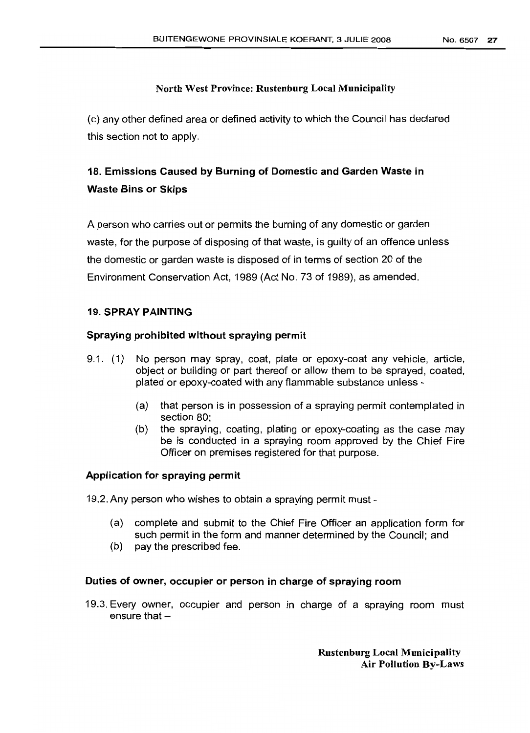(c) any other defined area or defined activity to which the Council has declared this section not to apply.

## 18. Emissions Caused by Burning of Domestic and Garden Waste in Waste Bins or Skips

A person who carries out or permits the burning of any domestic or garden waste, for the purpose of disposing of that waste, is guilty of an offence unless the domestic or garden waste is disposed of in terms of section 20 of the Environment Conservation Act, 1989 (Act No. 73 of 1989), as amended.

## 19. SPRAY PAINTING

### Spraying prohibited without spraying permit

9.1. (1) No person may spray, coat, plate or epoxy-coat any vehicle, article, object or building or part thereof or allow them to be sprayed, coated, plated or epoxy-coated with any flammable substance unless -

(a) that person is in possession of a spraying permit contemplated in section 80;

(b) the spraying, coating, plating or epoxy-coating as the case may be is conducted in a spraying room approved by the Chief Fire Officer on premises registered for that purpose.

### Application for spraying permit

19.2. Any person who wishes to obtain a spraying permit must -

(a) complete and submit to the Chief Fire Officer an application form for such permit in the form and manner determined by the Council; and

(b) pay the prescribed fee.

### Duties of owner, occupier or person in charge of spraying room

19.3. Every owner, occupier and person in charge of a spraying room must ensure that –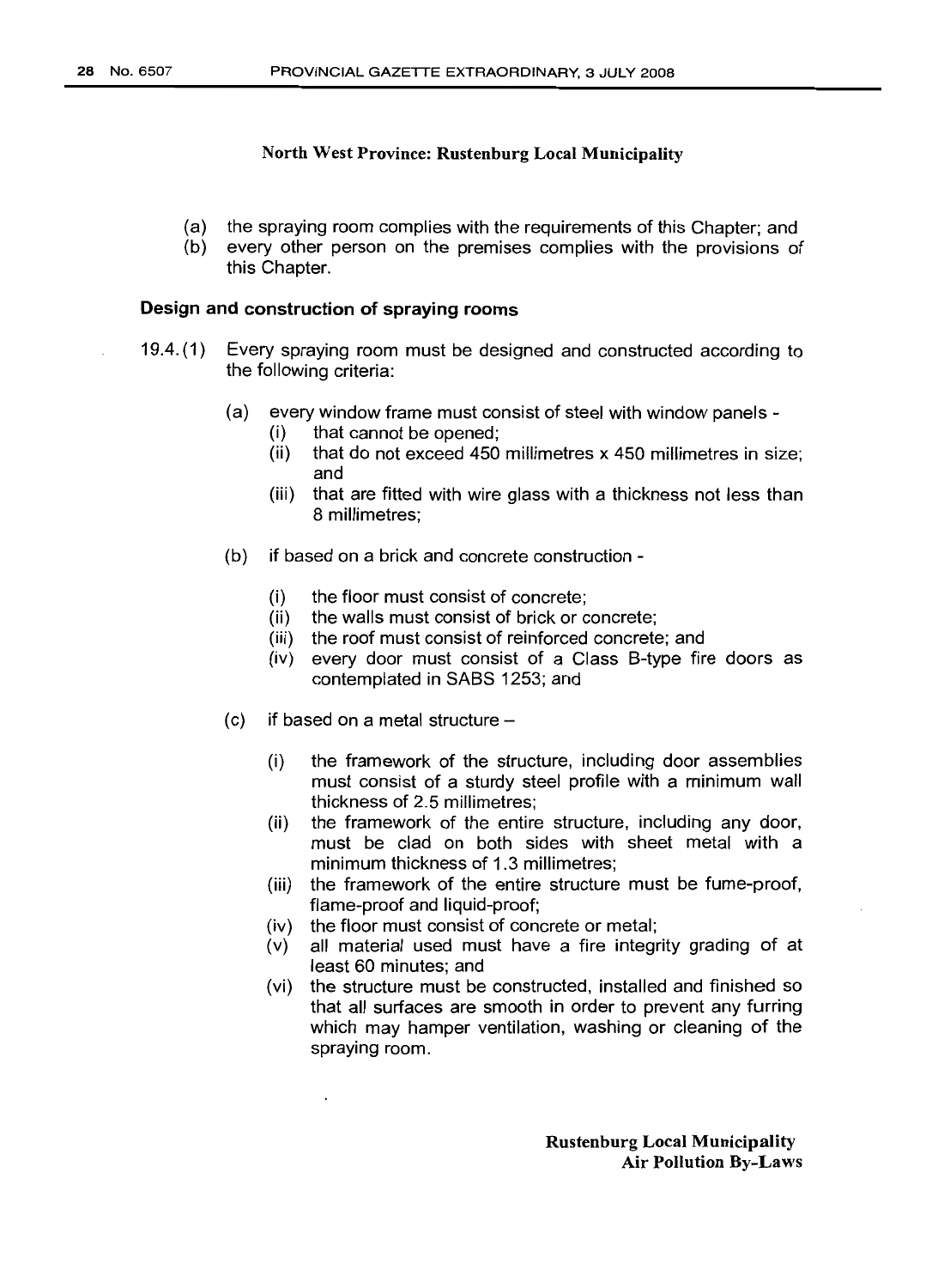(a) the spraying room complies with the requirements of this Chapter; and
(b) every other person on the premises complies with the provisions of this Chapter.

**Design and construction of spraying rooms**

19.4. (1) Every spraying room must be designed and constructed according to the following criteria:

(a) every window frame must consist of steel with window panels -
  (i) that cannot be opened;
  (ii) that do not exceed 450 millimetres x 450 millimetres in size; and
  (iii) that are fitted with wire glass with a thickness not less than 8 millimetres;

(b) if based on a brick and concrete construction -

  (i) the floor must consist of concrete;
  (ii) the walls must consist of brick or concrete;
  (iii) the roof must consist of reinforced concrete; and
  (iv) every door must consist of a Class B-type fire doors as contemplated in SABS 1253; and

(c) if based on a metal structure –

  (i) the framework of the structure, including door assemblies must consist of a sturdy steel profile with a minimum wall thickness of 2.5 millimetres;
  (ii) the framework of the entire structure, including any door, must be clad on both sides with sheet metal with a minimum thickness of 1.3 millimetres;
  (iii) the framework of the entire structure must be fume-proof, flame-proof and liquid-proof;
  (iv) the floor must consist of concrete or metal;
  (v) all material used must have a fire integrity grading of at least 60 minutes; and
  (vi) the structure must be constructed, installed and finished so that all surfaces are smooth in order to prevent any furring which may hamper ventilation, washing or cleaning of the spraying room.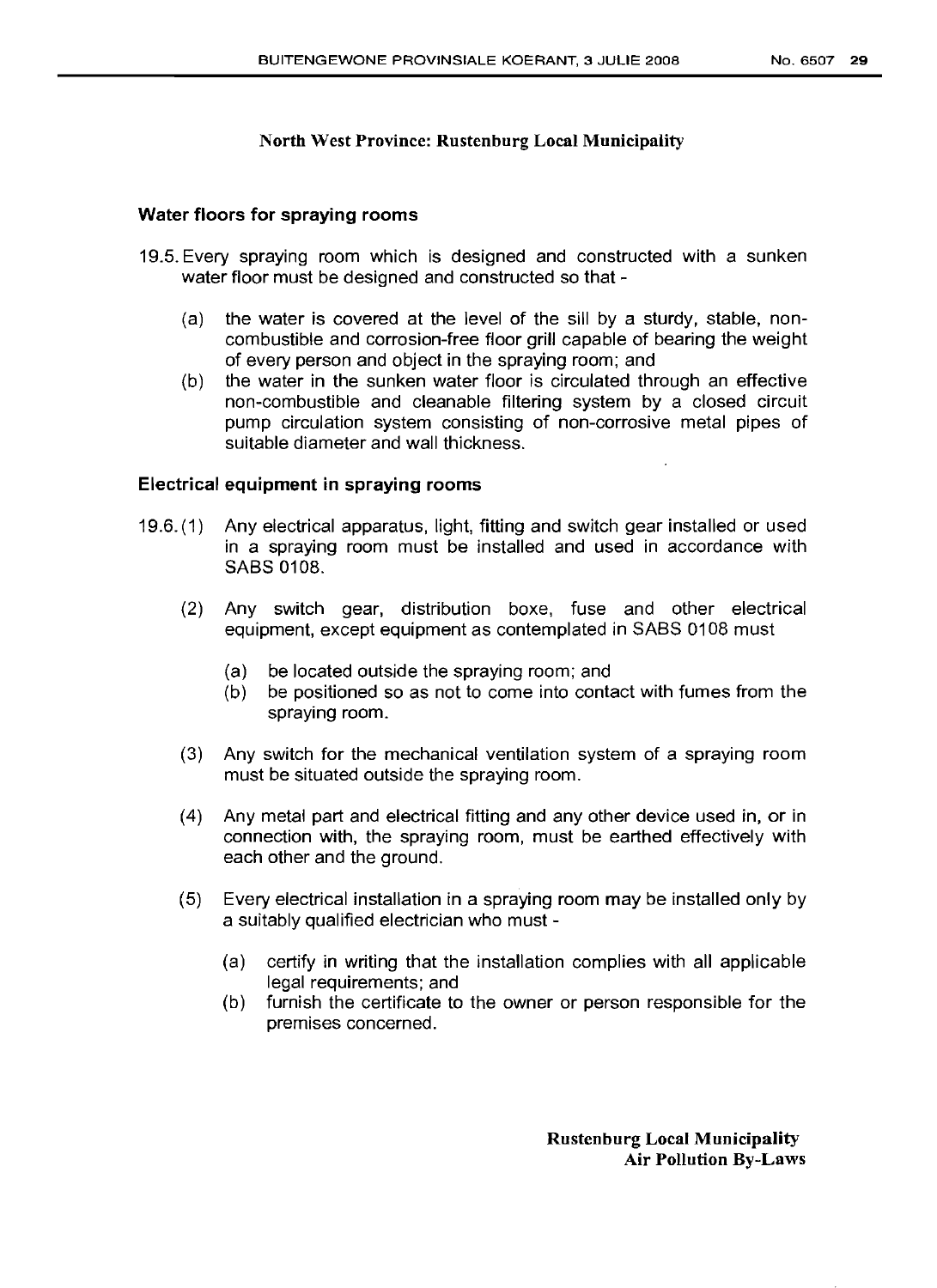North West Province: Rustenburg Local Municipality

### Water floors for spraying rooms

19.5. Every spraying room which is designed and constructed with a sunken water floor must be designed and constructed so that -

(a) the water is covered at the level of the sill by a sturdy, stable, non-combustible and corrosion-free floor grill capable of bearing the weight of every person and object in the spraying room; and

(b) the water in the sunken water floor is circulated through an effective non-combustible and cleanable filtering system by a closed circuit pump circulation system consisting of non-corrosive metal pipes of suitable diameter and wall thickness.

### Electrical equipment in spraying rooms

19.6. (1) Any electrical apparatus, light, fitting and switch gear installed or used in a spraying room must be installed and used in accordance with SABS 0108.

(2) Any switch gear, distribution boxe, fuse and other electrical equipment, except equipment as contemplated in SABS 0108 must

(a) be located outside the spraying room; and

(b) be positioned so as not to come into contact with fumes from the spraying room.

(3) Any switch for the mechanical ventilation system of a spraying room must be situated outside the spraying room.

(4) Any metal part and electrical fitting and any other device used in, or in connection with, the spraying room, must be earthed effectively with each other and the ground.

(5) Every electrical installation in a spraying room may be installed only by a suitably qualified electrician who must -

(a) certify in writing that the installation complies with all applicable legal requirements; and

(b) furnish the certificate to the owner or person responsible for the premises concerned.

Rustenburg Local Municipality
Air Pollution By-Laws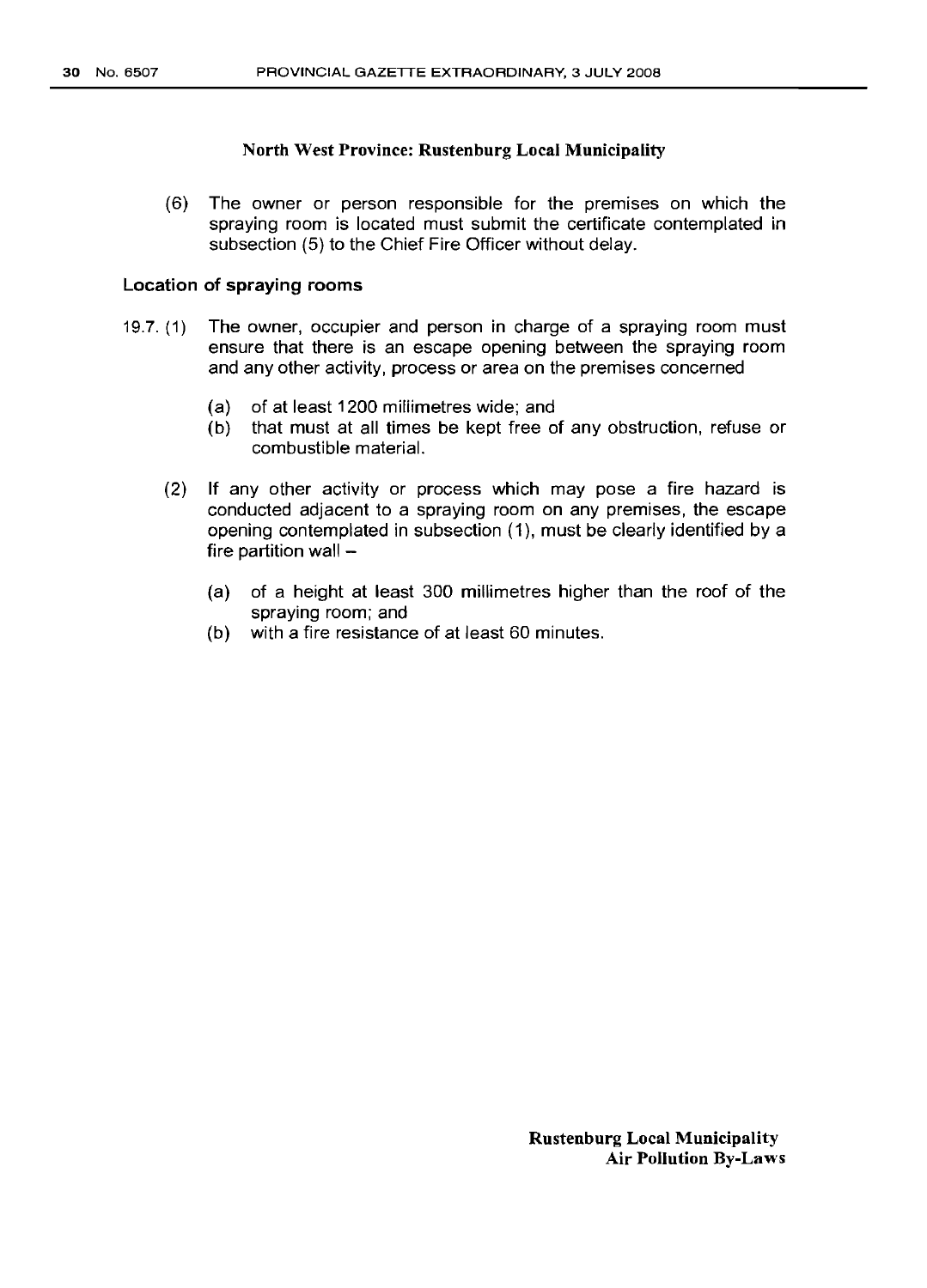(6) The owner or person responsible for the premises on which the spraying room is located must submit the certificate contemplated in subsection (5) to the Chief Fire Officer without delay.

### Location of spraying rooms

19.7. (1) The owner, occupier and person in charge of a spraying room must ensure that there is an escape opening between the spraying room and any other activity, process or area on the premises concerned

(a) of at least 1200 millimetres wide; and

(b) that must at all times be kept free of any obstruction, refuse or combustible material.

(2) If any other activity or process which may pose a fire hazard is conducted adjacent to a spraying room on any premises, the escape opening contemplated in subsection (1), must be clearly identified by a fire partition wall –

(a) of a height at least 300 millimetres higher than the roof of the spraying room; and

(b) with a fire resistance of at least 60 minutes.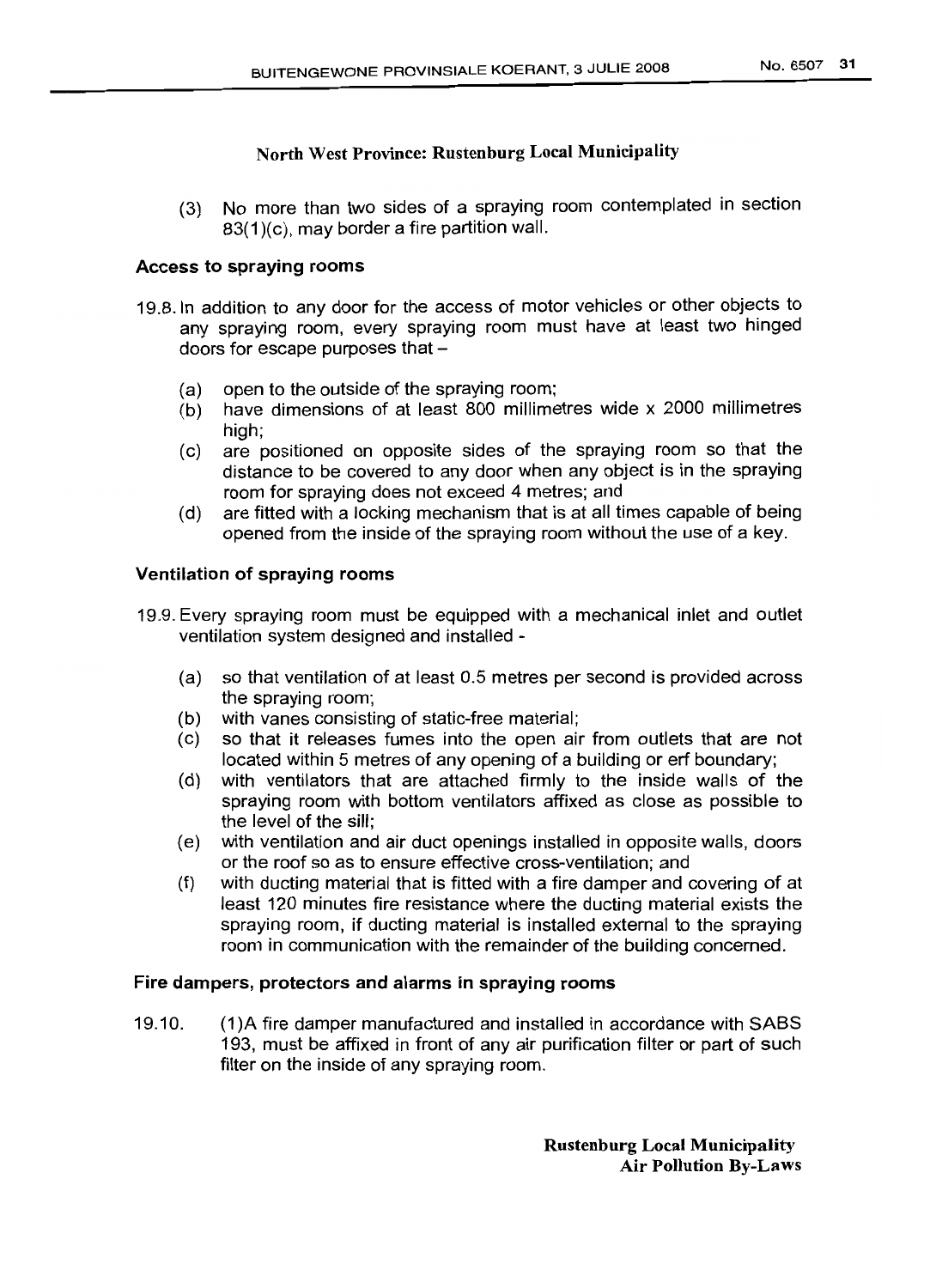(3) No more than two sides of a spraying room contemplated in section 83(1)(c), may border a fire partition wall.

**Access to spraying rooms**

19.8. In addition to any door for the access of motor vehicles or other objects to any spraying room, every spraying room must have at least two hinged doors for escape purposes that –

(a) open to the outside of the spraying room;
(b) have dimensions of at least 800 millimetres wide x 2000 millimetres high;
(c) are positioned on opposite sides of the spraying room so that the distance to be covered to any door when any object is in the spraying room for spraying does not exceed 4 metres; and
(d) are fitted with a locking mechanism that is at all times capable of being opened from the inside of the spraying room without the use of a key.

**Ventilation of spraying rooms**

19.9. Every spraying room must be equipped with a mechanical inlet and outlet ventilation system designed and installed -

(a) so that ventilation of at least 0.5 metres per second is provided across the spraying room;
(b) with vanes consisting of static-free material;
(c) so that it releases fumes into the open air from outlets that are not located within 5 metres of any opening of a building or erf boundary;
(d) with ventilators that are attached firmly to the inside walls of the spraying room with bottom ventilators affixed as close as possible to the level of the sill;
(e) with ventilation and air duct openings installed in opposite walls, doors or the roof so as to ensure effective cross-ventilation; and
(f) with ducting material that is fitted with a fire damper and covering of at least 120 minutes fire resistance where the ducting material exists the spraying room, if ducting material is installed external to the spraying room in communication with the remainder of the building concerned.

**Fire dampers, protectors and alarms in spraying rooms**

19.10. (1)A fire damper manufactured and installed in accordance with SABS 193, must be affixed in front of any air purification filter or part of such filter on the inside of any spraying room.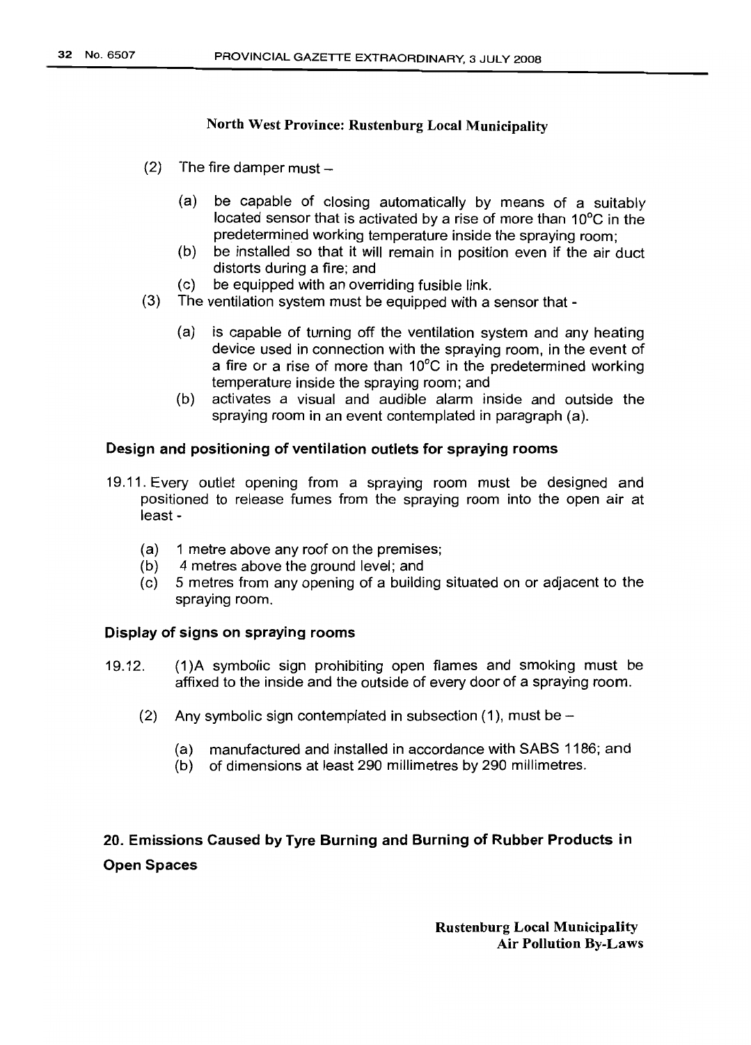(2) The fire damper must –

   (a) be capable of closing automatically by means of a suitably located sensor that is activated by a rise of more than 10°C in the predetermined working temperature inside the spraying room;
   (b) be installed so that it will remain in position even if the air duct distorts during a fire; and
   (c) be equipped with an overriding fusible link.

(3) The ventilation system must be equipped with a sensor that -

   (a) is capable of turning off the ventilation system and any heating device used in connection with the spraying room, in the event of a fire or a rise of more than 10°C in the predetermined working temperature inside the spraying room; and
   (b) activates a visual and audible alarm inside and outside the spraying room in an event contemplated in paragraph (a).

### Design and positioning of ventilation outlets for spraying rooms

19.11. Every outlet opening from a spraying room must be designed and positioned to release fumes from the spraying room into the open air at least -

   (a) 1 metre above any roof on the premises;
   (b) 4 metres above the ground level; and
   (c) 5 metres from any opening of a building situated on or adjacent to the spraying room.

### Display of signs on spraying rooms

19.12. (1)A symbolic sign prohibiting open flames and smoking must be affixed to the inside and the outside of every door of a spraying room.

   (2) Any symbolic sign contemplated in subsection (1), must be –

      (a) manufactured and installed in accordance with SABS 1186; and
      (b) of dimensions at least 290 millimetres by 290 millimetres.

## 20. Emissions Caused by Tyre Burning and Burning of Rubber Products in Open Spaces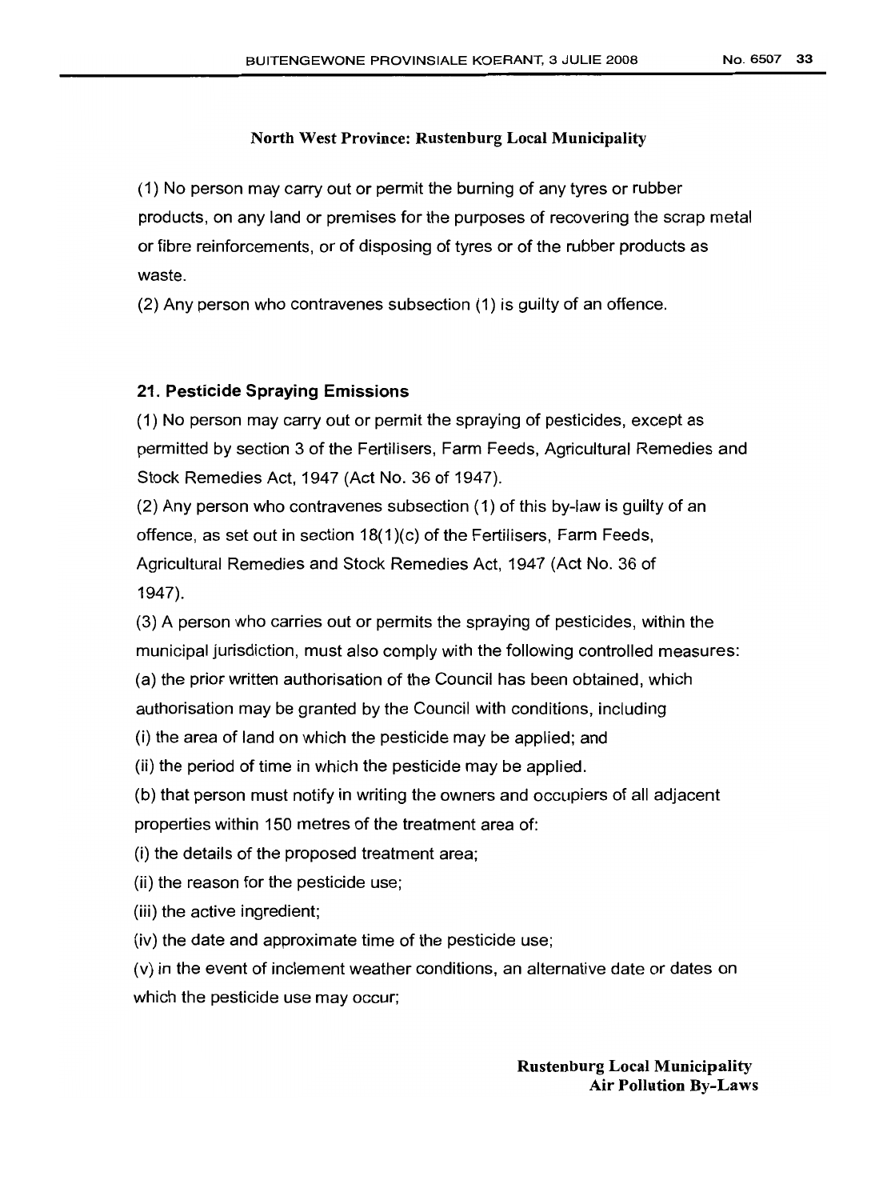(1) No person may carry out or permit the burning of any tyres or rubber products, on any land or premises for the purposes of recovering the scrap metal or fibre reinforcements, or of disposing of tyres or of the rubber products as waste.

(2) Any person who contravenes subsection (1) is guilty of an offence.

## 21. Pesticide Spraying Emissions

(1) No person may carry out or permit the spraying of pesticides, except as permitted by section 3 of the Fertilisers, Farm Feeds, Agricultural Remedies and Stock Remedies Act, 1947 (Act No. 36 of 1947).

(2) Any person who contravenes subsection (1) of this by-law is guilty of an offence, as set out in section 18(1)(c) of the Fertilisers, Farm Feeds, Agricultural Remedies and Stock Remedies Act, 1947 (Act No. 36 of 1947).

(3) A person who carries out or permits the spraying of pesticides, within the municipal jurisdiction, must also comply with the following controlled measures:

(a) the prior written authorisation of the Council has been obtained, which authorisation may be granted by the Council with conditions, including

(i) the area of land on which the pesticide may be applied; and

(ii) the period of time in which the pesticide may be applied.

(b) that person must notify in writing the owners and occupiers of all adjacent properties within 150 metres of the treatment area of:

(i) the details of the proposed treatment area;

(ii) the reason for the pesticide use;

(iii) the active ingredient;

(iv) the date and approximate time of the pesticide use;

(v) in the event of inclement weather conditions, an alternative date or dates on which the pesticide use may occur;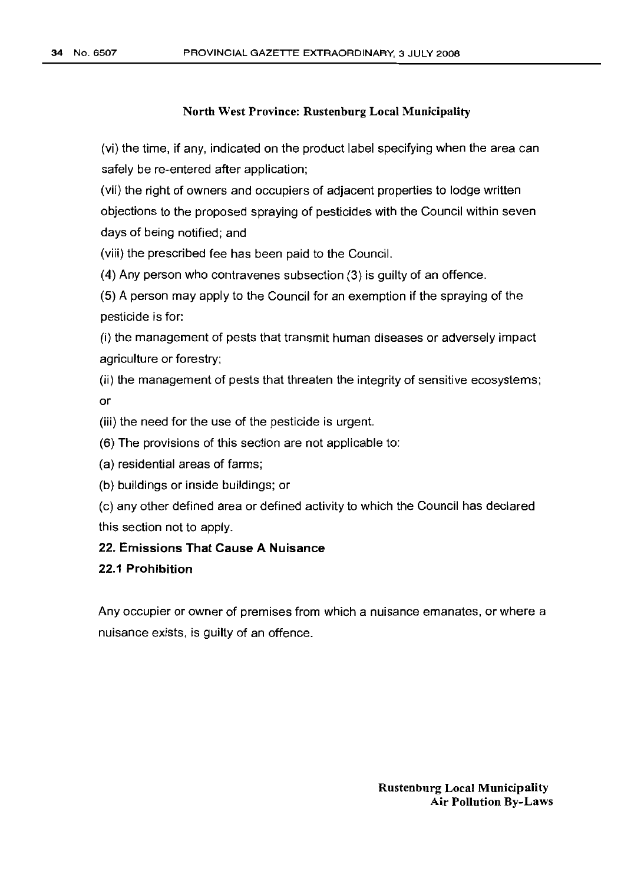(vi) the time, if any, indicated on the product label specifying when the area can safely be re-entered after application;

(vii) the right of owners and occupiers of adjacent properties to lodge written objections to the proposed spraying of pesticides with the Council within seven days of being notified; and

(viii) the prescribed fee has been paid to the Council.

(4) Any person who contravenes subsection (3) is guilty of an offence.

(5) A person may apply to the Council for an exemption if the spraying of the pesticide is for:

(i) the management of pests that transmit human diseases or adversely impact agriculture or forestry;

(ii) the management of pests that threaten the integrity of sensitive ecosystems; or

(iii) the need for the use of the pesticide is urgent.

(6) The provisions of this section are not applicable to:

(a) residential areas of farms;

(b) buildings or inside buildings; or

(c) any other defined area or defined activity to which the Council has declared this section not to apply.

### 22. Emissions That Cause A Nuisance

#### 22.1 Prohibition

Any occupier or owner of premises from which a nuisance emanates, or where a nuisance exists, is guilty of an offence.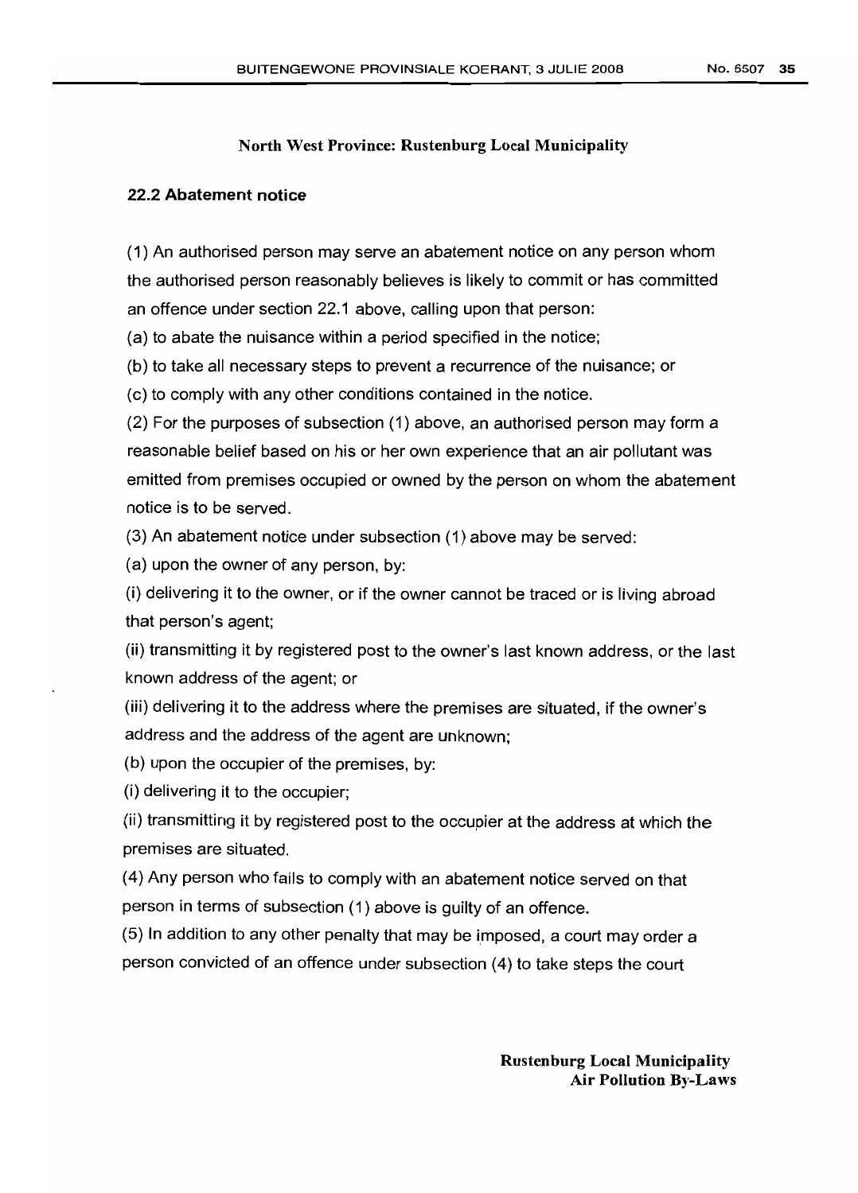North West Province: Rustenburg Local Municipality

### 22.2 Abatement notice

(1) An authorised person may serve an abatement notice on any person whom the authorised person reasonably believes is likely to commit or has committed an offence under section 22.1 above, calling upon that person:

(a) to abate the nuisance within a period specified in the notice;

(b) to take all necessary steps to prevent a recurrence of the nuisance; or

(c) to comply with any other conditions contained in the notice.

(2) For the purposes of subsection (1) above, an authorised person may form a reasonable belief based on his or her own experience that an air pollutant was emitted from premises occupied or owned by the person on whom the abatement notice is to be served.

(3) An abatement notice under subsection (1) above may be served:

(a) upon the owner of any person, by:

(i) delivering it to the owner, or if the owner cannot be traced or is living abroad that person's agent;

(ii) transmitting it by registered post to the owner's last known address, or the last known address of the agent; or

(iii) delivering it to the address where the premises are situated, if the owner's address and the address of the agent are unknown;

(b) upon the occupier of the premises, by:

(i) delivering it to the occupier;

(ii) transmitting it by registered post to the occupier at the address at which the premises are situated.

(4) Any person who fails to comply with an abatement notice served on that person in terms of subsection (1) above is guilty of an offence.

(5) In addition to any other penalty that may be imposed, a court may order a person convicted of an offence under subsection (4) to take steps the court

**Rustenburg Local Municipality**
**Air Pollution By-Laws**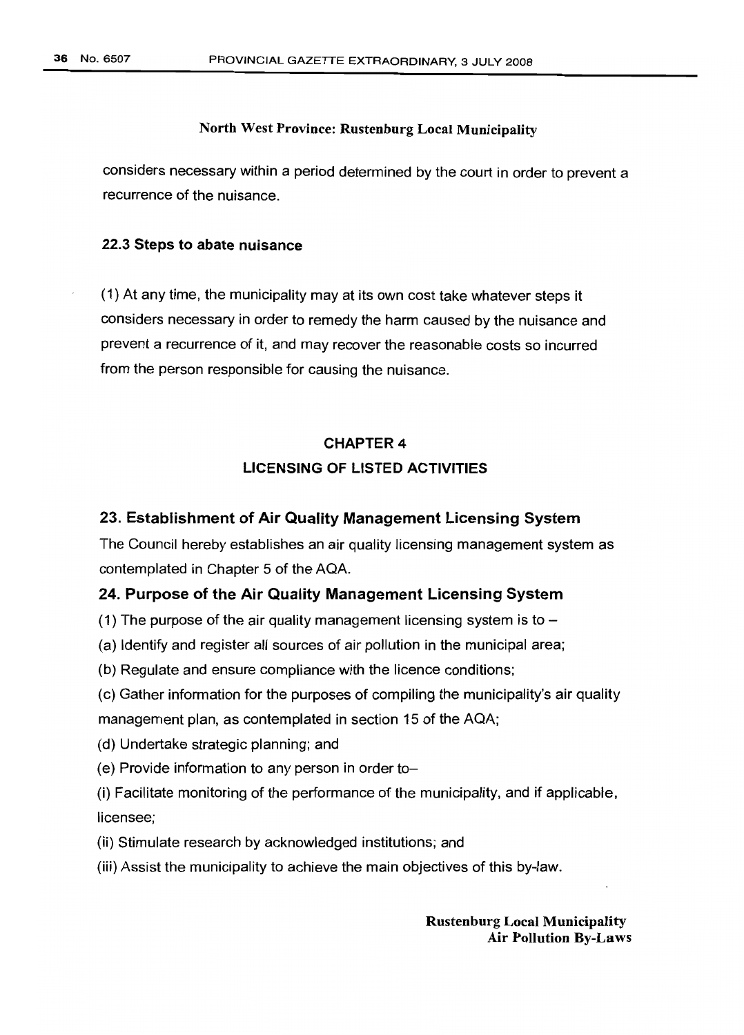considers necessary within a period determined by the court in order to prevent a recurrence of the nuisance.

### 22.3 Steps to abate nuisance

(1) At any time, the municipality may at its own cost take whatever steps it considers necessary in order to remedy the harm caused by the nuisance and prevent a recurrence of it, and may recover the reasonable costs so incurred from the person responsible for causing the nuisance.

## CHAPTER 4
## LICENSING OF LISTED ACTIVITIES

### 23. Establishment of Air Quality Management Licensing System

The Council hereby establishes an air quality licensing management system as contemplated in Chapter 5 of the AQA.

### 24. Purpose of the Air Quality Management Licensing System

(1) The purpose of the air quality management licensing system is to –

(a) Identify and register all sources of air pollution in the municipal area;

(b) Regulate and ensure compliance with the licence conditions;

(c) Gather information for the purposes of compiling the municipality's air quality management plan, as contemplated in section 15 of the AQA;

(d) Undertake strategic planning; and

(e) Provide information to any person in order to–

(i) Facilitate monitoring of the performance of the municipality, and if applicable, licensee;

(ii) Stimulate research by acknowledged institutions; and

(iii) Assist the municipality to achieve the main objectives of this by-law.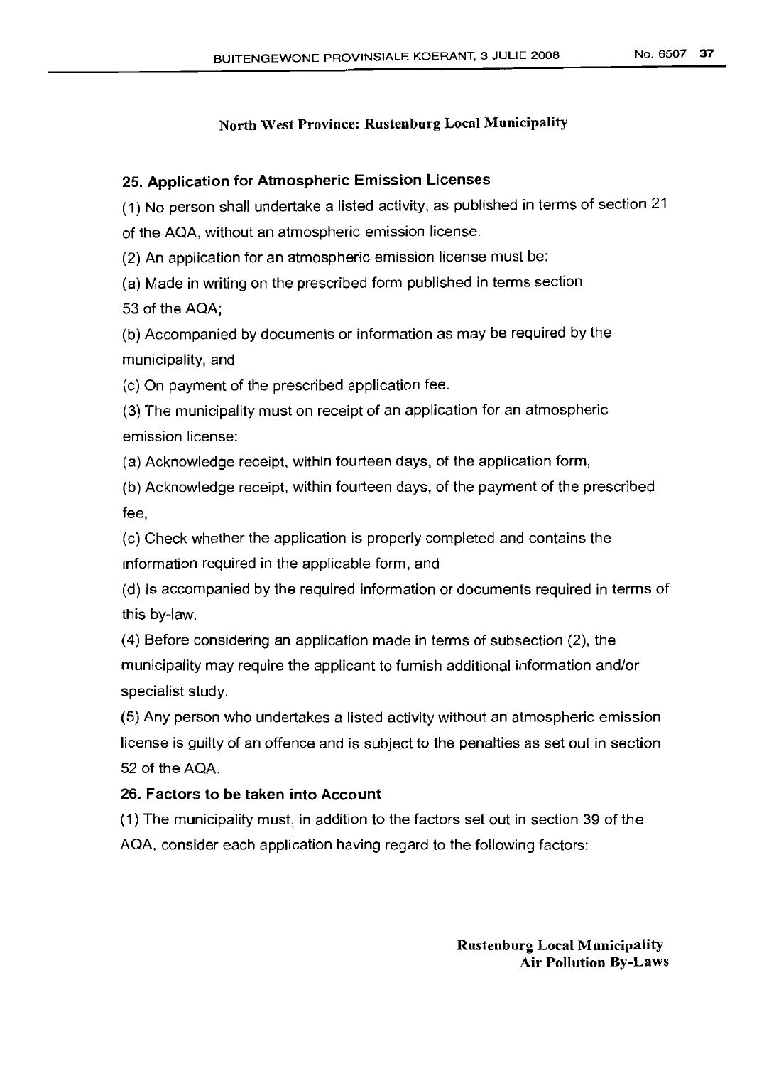North West Province: Rustenburg Local Municipality

## 25. Application for Atmospheric Emission Licenses

(1) No person shall undertake a listed activity, as published in terms of section 21 of the AQA, without an atmospheric emission license.

(2) An application for an atmospheric emission license must be:

(a) Made in writing on the prescribed form published in terms section 53 of the AQA;

(b) Accompanied by documents or information as may be required by the municipality, and

(c) On payment of the prescribed application fee.

(3) The municipality must on receipt of an application for an atmospheric emission license:

(a) Acknowledge receipt, within fourteen days, of the application form,

(b) Acknowledge receipt, within fourteen days, of the payment of the prescribed fee,

(c) Check whether the application is properly completed and contains the information required in the applicable form, and

(d) Is accompanied by the required information or documents required in terms of this by-law.

(4) Before considering an application made in terms of subsection (2), the municipality may require the applicant to furnish additional information and/or specialist study.

(5) Any person who undertakes a listed activity without an atmospheric emission license is guilty of an offence and is subject to the penalties as set out in section 52 of the AQA.

## 26. Factors to be taken into Account

(1) The municipality must, in addition to the factors set out in section 39 of the AQA, consider each application having regard to the following factors:

**Rustenburg Local Municipality**
**Air Pollution By-Laws**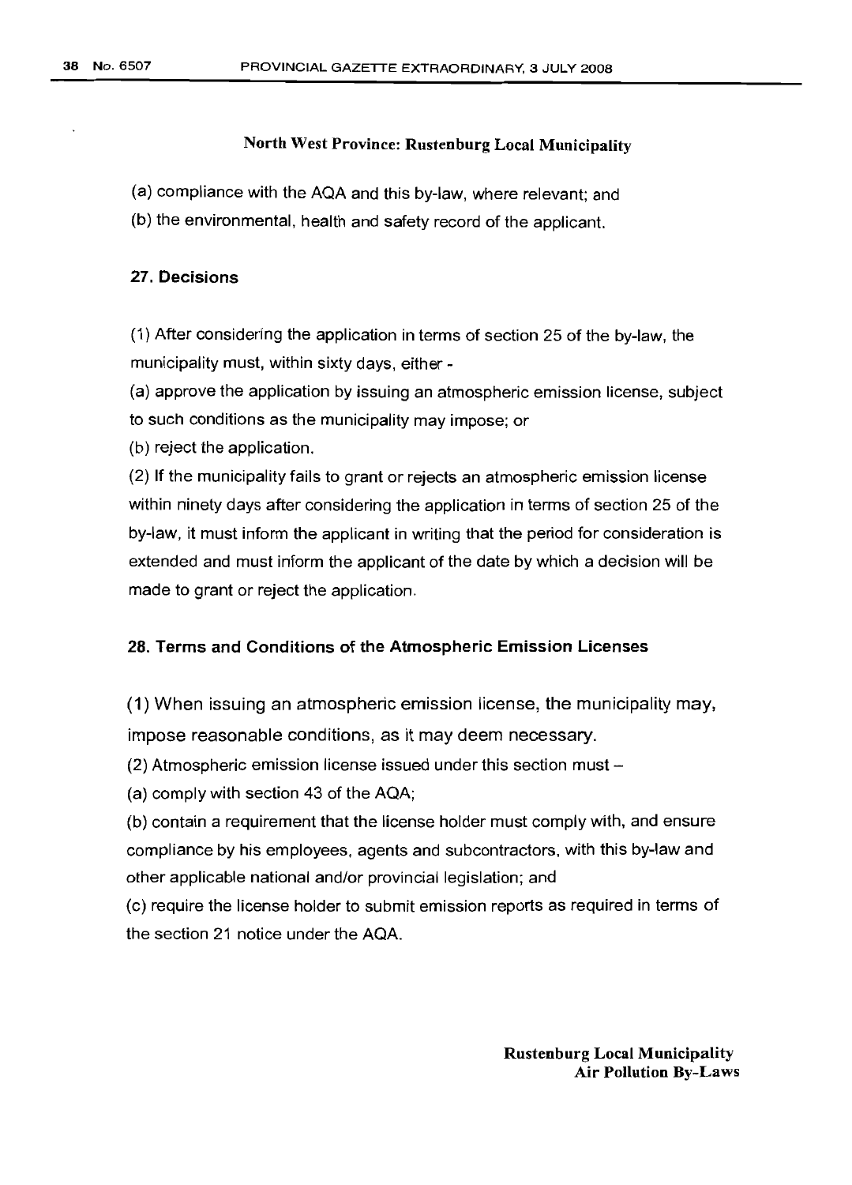(a) compliance with the AQA and this by-law, where relevant; and

(b) the environmental, health and safety record of the applicant.

### 27. Decisions

(1) After considering the application in terms of section 25 of the by-law, the municipality must, within sixty days, either -

(a) approve the application by issuing an atmospheric emission license, subject to such conditions as the municipality may impose; or

(b) reject the application.

(2) If the municipality fails to grant or rejects an atmospheric emission license within ninety days after considering the application in terms of section 25 of the by-law, it must inform the applicant in writing that the period for consideration is extended and must inform the applicant of the date by which a decision will be made to grant or reject the application.

### 28. Terms and Conditions of the Atmospheric Emission Licenses

(1) When issuing an atmospheric emission license, the municipality may, impose reasonable conditions, as it may deem necessary.

(2) Atmospheric emission license issued under this section must –

(a) comply with section 43 of the AQA;

(b) contain a requirement that the license holder must comply with, and ensure compliance by his employees, agents and subcontractors, with this by-law and other applicable national and/or provincial legislation; and

(c) require the license holder to submit emission reports as required in terms of the section 21 notice under the AQA.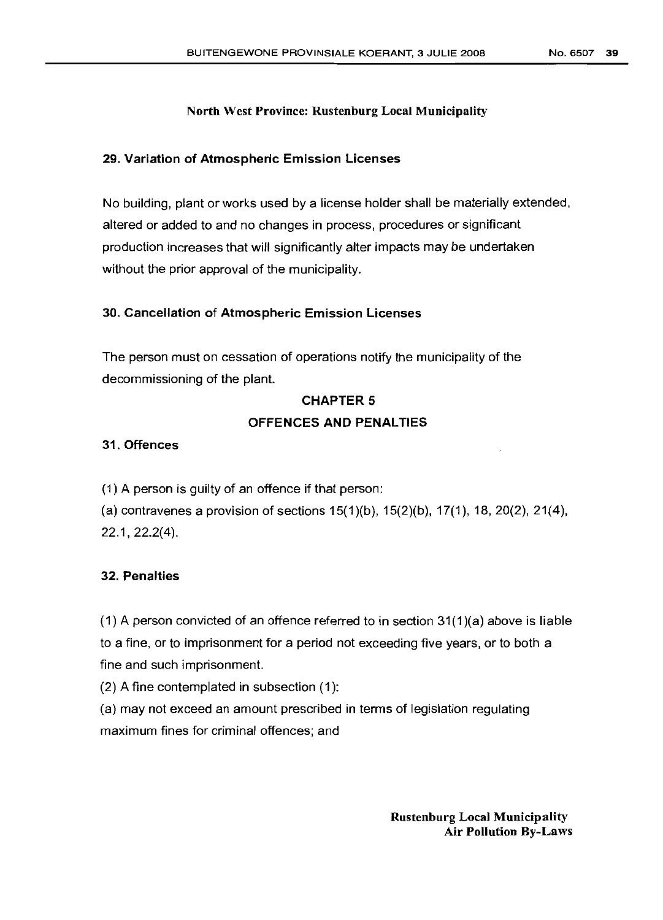## 29. Variation of Atmospheric Emission Licenses

No building, plant or works used by a license holder shall be materially extended, altered or added to and no changes in process, procedures or significant production increases that will significantly alter impacts may be undertaken without the prior approval of the municipality.

## 30. Cancellation of Atmospheric Emission Licenses

The person must on cessation of operations notify the municipality of the decommissioning of the plant.

# CHAPTER 5

# OFFENCES AND PENALTIES

## 31. Offences

(1) A person is guilty of an offence if that person:

(a) contravenes a provision of sections 15(1)(b), 15(2)(b), 17(1), 18, 20(2), 21(4), 22.1, 22.2(4).

## 32. Penalties

(1) A person convicted of an offence referred to in section 31(1)(a) above is liable to a fine, or to imprisonment for a period not exceeding five years, or to both a fine and such imprisonment.

(2) A fine contemplated in subsection (1):

(a) may not exceed an amount prescribed in terms of legislation regulating maximum fines for criminal offences; and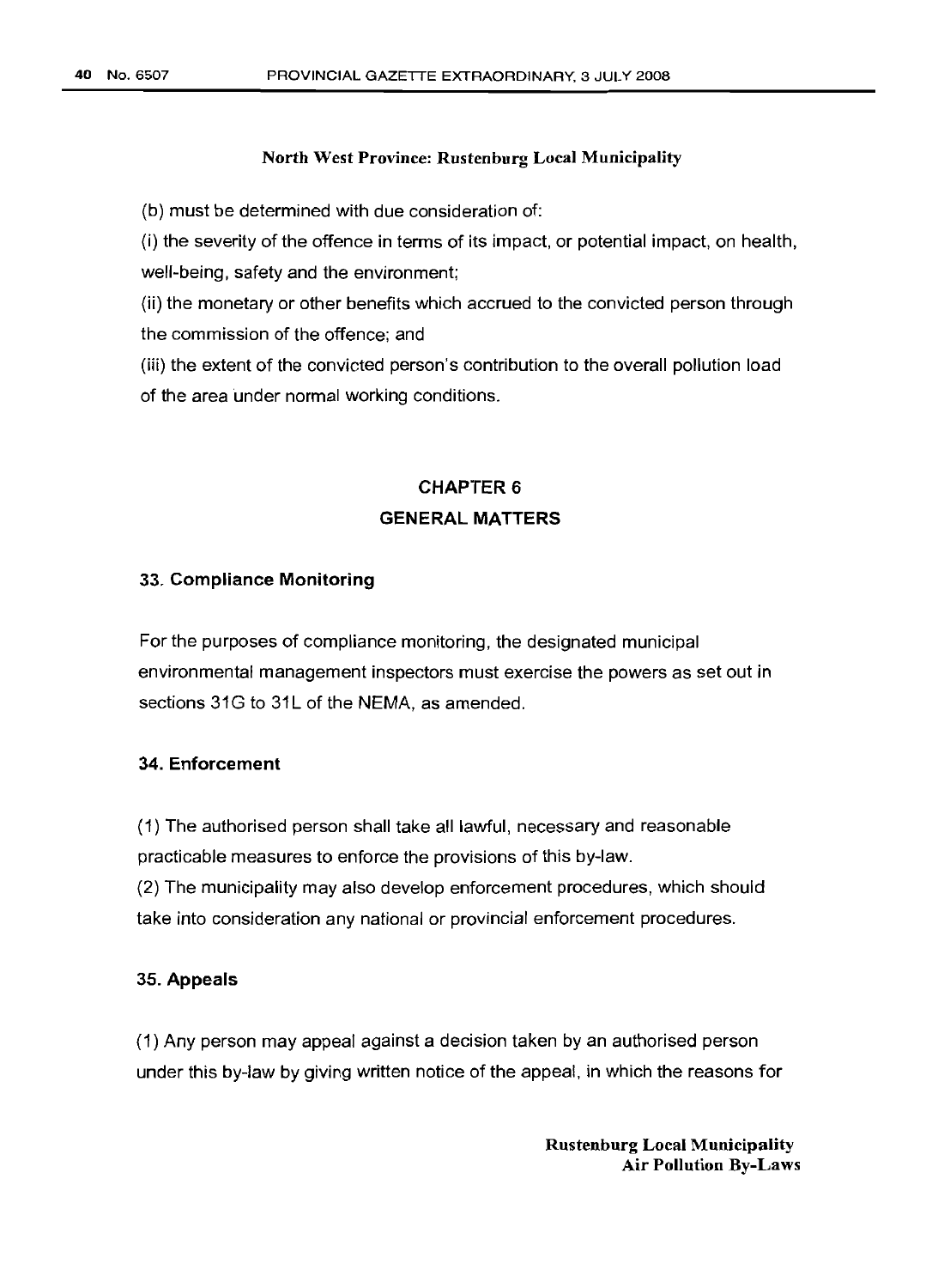(b) must be determined with due consideration of:

(i) the severity of the offence in terms of its impact, or potential impact, on health, well-being, safety and the environment;

(ii) the monetary or other benefits which accrued to the convicted person through the commission of the offence; and

(iii) the extent of the convicted person's contribution to the overall pollution load of the area under normal working conditions.

## CHAPTER 6
## GENERAL MATTERS

### 33. Compliance Monitoring

For the purposes of compliance monitoring, the designated municipal environmental management inspectors must exercise the powers as set out in sections 31G to 31L of the NEMA, as amended.

### 34. Enforcement

(1) The authorised person shall take all lawful, necessary and reasonable practicable measures to enforce the provisions of this by-law.

(2) The municipality may also develop enforcement procedures, which should take into consideration any national or provincial enforcement procedures.

### 35. Appeals

(1) Any person may appeal against a decision taken by an authorised person under this by-law by giving written notice of the appeal, in which the reasons for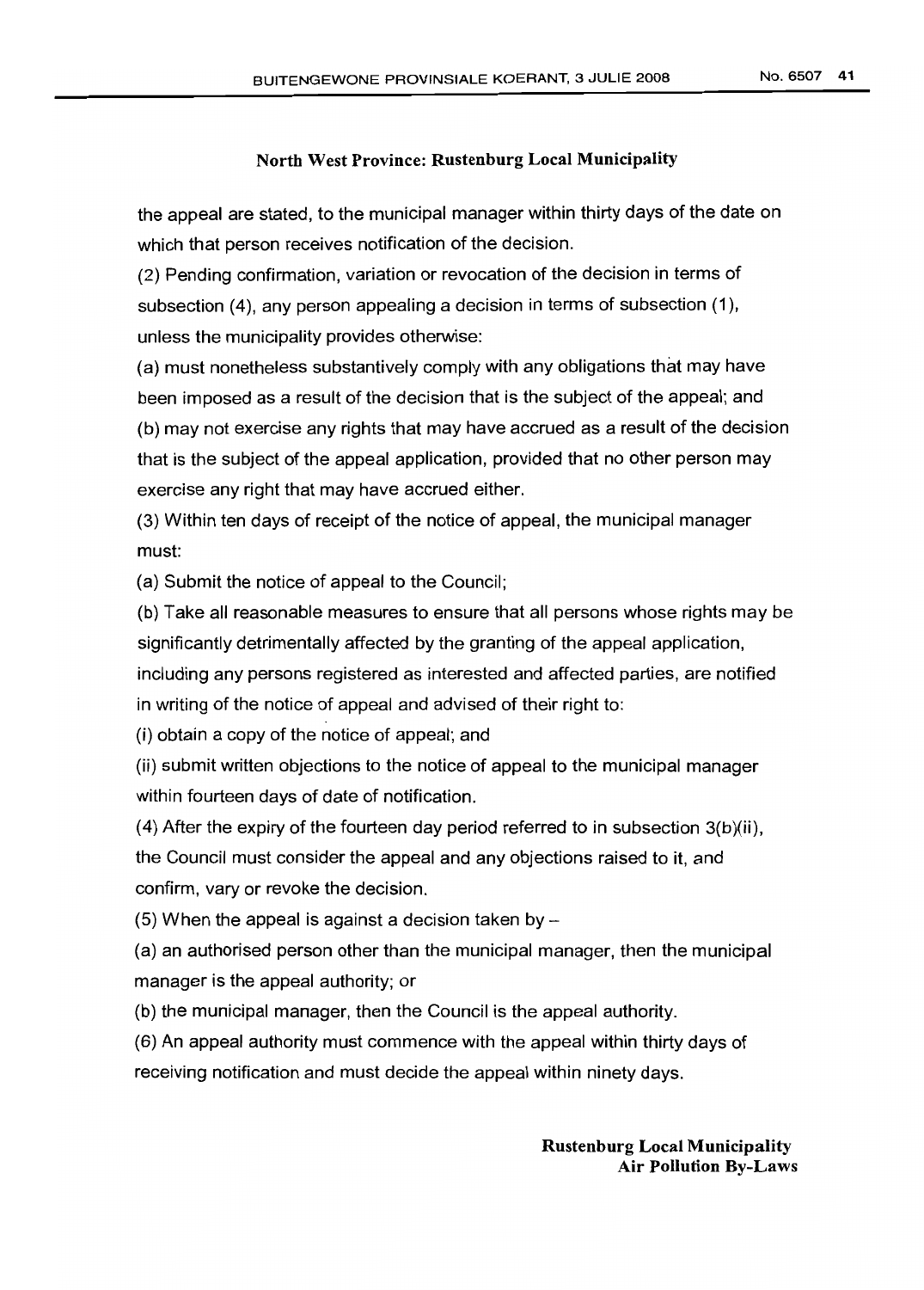the appeal are stated, to the municipal manager within thirty days of the date on which that person receives notification of the decision.

(2) Pending confirmation, variation or revocation of the decision in terms of subsection (4), any person appealing a decision in terms of subsection (1), unless the municipality provides otherwise:

(a) must nonetheless substantively comply with any obligations that may have been imposed as a result of the decision that is the subject of the appeal; and

(b) may not exercise any rights that may have accrued as a result of the decision that is the subject of the appeal application, provided that no other person may exercise any right that may have accrued either.

(3) Within ten days of receipt of the notice of appeal, the municipal manager must:

(a) Submit the notice of appeal to the Council;

(b) Take all reasonable measures to ensure that all persons whose rights may be significantly detrimentally affected by the granting of the appeal application, including any persons registered as interested and affected parties, are notified in writing of the notice of appeal and advised of their right to:

(i) obtain a copy of the notice of appeal; and

(ii) submit written objections to the notice of appeal to the municipal manager within fourteen days of date of notification.

(4) After the expiry of the fourteen day period referred to in subsection 3(b)(ii), the Council must consider the appeal and any objections raised to it, and confirm, vary or revoke the decision.

(5) When the appeal is against a decision taken by –

(a) an authorised person other than the municipal manager, then the municipal manager is the appeal authority; or

(b) the municipal manager, then the Council is the appeal authority.

(6) An appeal authority must commence with the appeal within thirty days of receiving notification and must decide the appeal within ninety days.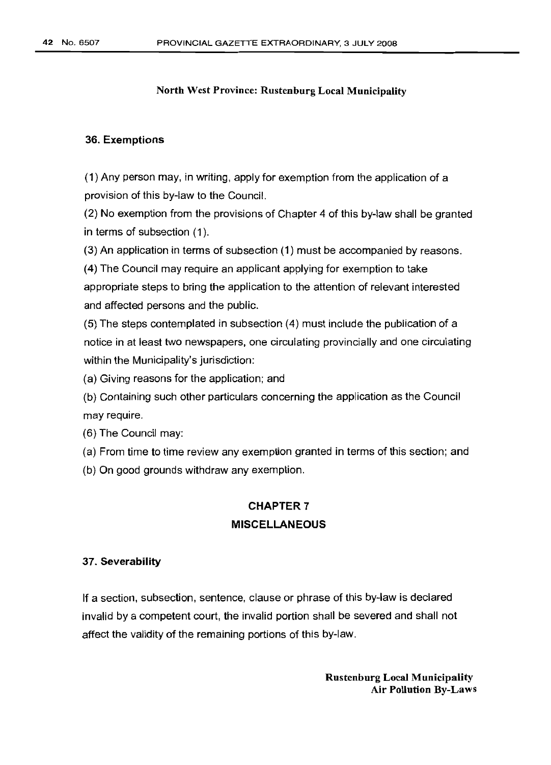North West Province: Rustenburg Local Municipality

### 36. Exemptions

(1) Any person may, in writing, apply for exemption from the application of a provision of this by-law to the Council.

(2) No exemption from the provisions of Chapter 4 of this by-law shall be granted in terms of subsection (1).

(3) An application in terms of subsection (1) must be accompanied by reasons.

(4) The Council may require an applicant applying for exemption to take appropriate steps to bring the application to the attention of relevant interested and affected persons and the public.

(5) The steps contemplated in subsection (4) must include the publication of a notice in at least two newspapers, one circulating provincially and one circulating within the Municipality's jurisdiction:

(a) Giving reasons for the application; and

(b) Containing such other particulars concerning the application as the Council may require.

(6) The Council may:

(a) From time to time review any exemption granted in terms of this section; and

(b) On good grounds withdraw any exemption.

## CHAPTER 7
## MISCELLANEOUS

### 37. Severability

If a section, subsection, sentence, clause or phrase of this by-law is declared invalid by a competent court, the invalid portion shall be severed and shall not affect the validity of the remaining portions of this by-law.

**Rustenburg Local Municipality**
**Air Pollution By-Laws**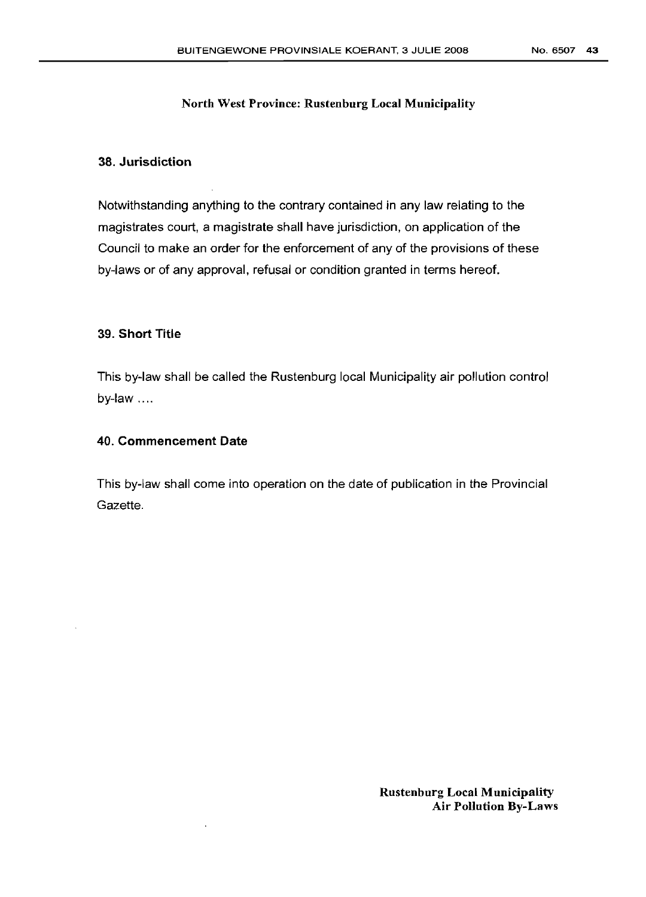North West Province: Rustenburg Local Municipality

### 38. Jurisdiction

Notwithstanding anything to the contrary contained in any law relating to the magistrates court, a magistrate shall have jurisdiction, on application of the Council to make an order for the enforcement of any of the provisions of these by-laws or of any approval, refusal or condition granted in terms hereof.

### 39. Short Title

This by-law shall be called the Rustenburg local Municipality air pollution control by-law ....

### 40. Commencement Date

This by-law shall come into operation on the date of publication in the Provincial Gazette.

**Rustenburg Local Municipality**
**Air Pollution By-Laws**